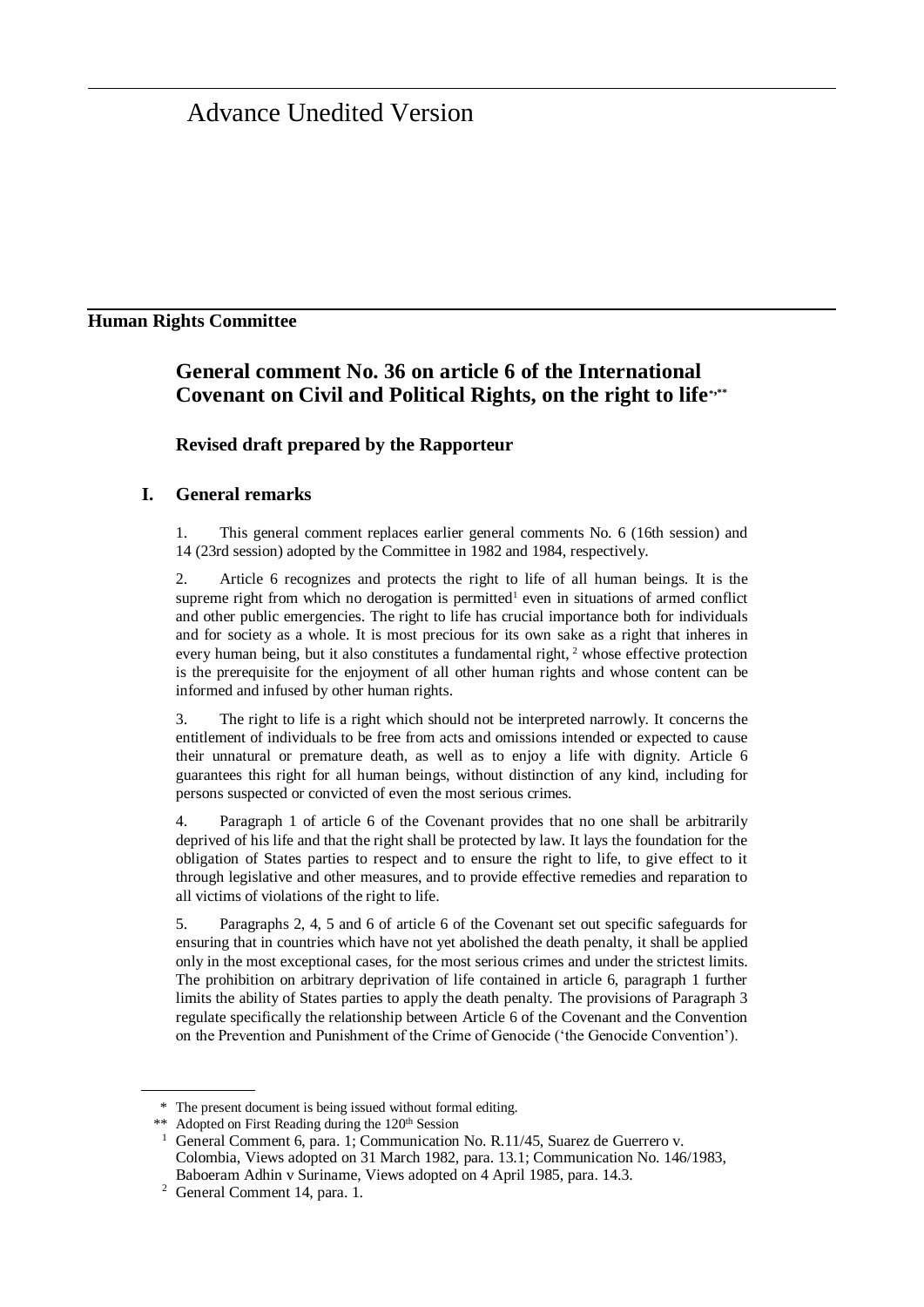# Advance Unedited Version

**Human Rights Committee**

## General comment No. 36 on article 6 of the International Covenant on Civil and Political Rights, on the right to life[*,**]

### Revised draft prepared by the Rapporteur

## I. General remarks

1. This general comment replaces earlier general comments No. 6 (16th session) and 14 (23rd session) adopted by the Committee in 1982 and 1984, respectively.

2. Article 6 recognizes and protects the right to life of all human beings. It is the supreme right from which no derogation is permitted[1] even in situations of armed conflict and other public emergencies. The right to life has crucial importance both for individuals and for society as a whole. It is most precious for its own sake as a right that inheres in every human being, but it also constitutes a fundamental right, [2] whose effective protection is the prerequisite for the enjoyment of all other human rights and whose content can be informed and infused by other human rights.

3. The right to life is a right which should not be interpreted narrowly. It concerns the entitlement of individuals to be free from acts and omissions intended or expected to cause their unnatural or premature death, as well as to enjoy a life with dignity. Article 6 guarantees this right for all human beings, without distinction of any kind, including for persons suspected or convicted of even the most serious crimes.

4. Paragraph 1 of article 6 of the Covenant provides that no one shall be arbitrarily deprived of his life and that the right shall be protected by law. It lays the foundation for the obligation of States parties to respect and to ensure the right to life, to give effect to it through legislative and other measures, and to provide effective remedies and reparation to all victims of violations of the right to life.

5. Paragraphs 2, 4, 5 and 6 of article 6 of the Covenant set out specific safeguards for ensuring that in countries which have not yet abolished the death penalty, it shall be applied only in the most exceptional cases, for the most serious crimes and under the strictest limits. The prohibition on arbitrary deprivation of life contained in article 6, paragraph 1 further limits the ability of States parties to apply the death penalty. The provisions of Paragraph 3 regulate specifically the relationship between Article 6 of the Covenant and the Convention on the Prevention and Punishment of the Crime of Genocide ('the Genocide Convention').

---

\* The present document is being issued without formal editing.

\*\* Adopted on First Reading during the 120th Session

[1] General Comment 6, para. 1; Communication No. R.11/45, Suarez de Guerrero v. Colombia, Views adopted on 31 March 1982, para. 13.1; Communication No. 146/1983, Baboeram Adhin v Suriname, Views adopted on 4 April 1985, para. 14.3.

[2] General Comment 14, para. 1.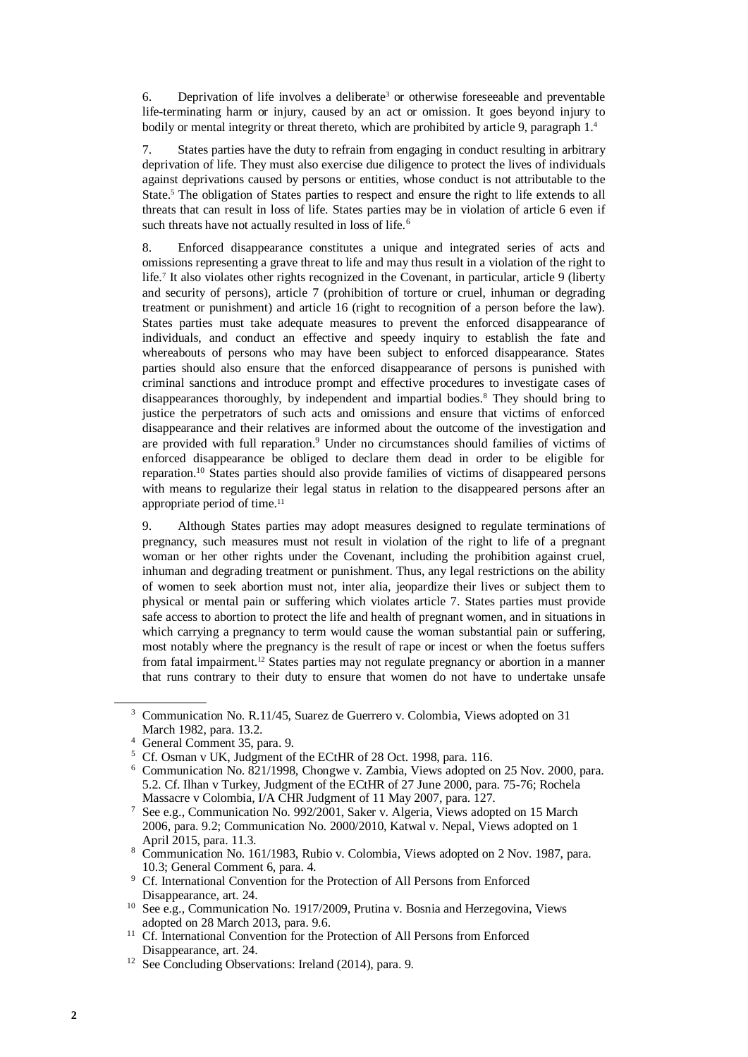6. Deprivation of life involves a deliberate[3] or otherwise foreseeable and preventable life-terminating harm or injury, caused by an act or omission. It goes beyond injury to bodily or mental integrity or threat thereto, which are prohibited by article 9, paragraph 1.[4]

7. States parties have the duty to refrain from engaging in conduct resulting in arbitrary deprivation of life. They must also exercise due diligence to protect the lives of individuals against deprivations caused by persons or entities, whose conduct is not attributable to the State.[5] The obligation of States parties to respect and ensure the right to life extends to all threats that can result in loss of life. States parties may be in violation of article 6 even if such threats have not actually resulted in loss of life.[6]

8. Enforced disappearance constitutes a unique and integrated series of acts and omissions representing a grave threat to life and may thus result in a violation of the right to life.[7] It also violates other rights recognized in the Covenant, in particular, article 9 (liberty and security of persons), article 7 (prohibition of torture or cruel, inhuman or degrading treatment or punishment) and article 16 (right to recognition of a person before the law). States parties must take adequate measures to prevent the enforced disappearance of individuals, and conduct an effective and speedy inquiry to establish the fate and whereabouts of persons who may have been subject to enforced disappearance. States parties should also ensure that the enforced disappearance of persons is punished with criminal sanctions and introduce prompt and effective procedures to investigate cases of disappearances thoroughly, by independent and impartial bodies.[8] They should bring to justice the perpetrators of such acts and omissions and ensure that victims of enforced disappearance and their relatives are informed about the outcome of the investigation and are provided with full reparation.[9] Under no circumstances should families of victims of enforced disappearance be obliged to declare them dead in order to be eligible for reparation.[10] States parties should also provide families of victims of disappeared persons with means to regularize their legal status in relation to the disappeared persons after an appropriate period of time.[11]

9. Although States parties may adopt measures designed to regulate terminations of pregnancy, such measures must not result in violation of the right to life of a pregnant woman or her other rights under the Covenant, including the prohibition against cruel, inhuman and degrading treatment or punishment. Thus, any legal restrictions on the ability of women to seek abortion must not, inter alia, jeopardize their lives or subject them to physical or mental pain or suffering which violates article 7. States parties must provide safe access to abortion to protect the life and health of pregnant women, and in situations in which carrying a pregnancy to term would cause the woman substantial pain or suffering, most notably where the pregnancy is the result of rape or incest or when the foetus suffers from fatal impairment.[12] States parties may not regulate pregnancy or abortion in a manner that runs contrary to their duty to ensure that women do not have to undertake unsafe

---

[3] Communication No. R.11/45, Suarez de Guerrero v. Colombia, Views adopted on 31 March 1982, para. 13.2.

[4] General Comment 35, para. 9.

[5] Cf. Osman v UK, Judgment of the ECtHR of 28 Oct. 1998, para. 116.

[6] Communication No. 821/1998, Chongwe v. Zambia, Views adopted on 25 Nov. 2000, para. 5.2. Cf. Ilhan v Turkey, Judgment of the ECtHR of 27 June 2000, para. 75-76; Rochela Massacre v Colombia, I/A CHR Judgment of 11 May 2007, para. 127.

[7] See e.g., Communication No. 992/2001, Saker v. Algeria, Views adopted on 15 March 2006, para. 9.2; Communication No. 2000/2010, Katwal v. Nepal, Views adopted on 1 April 2015, para. 11.3.

[8] Communication No. 161/1983, Rubio v. Colombia, Views adopted on 2 Nov. 1987, para. 10.3; General Comment 6, para. 4.

[9] Cf. International Convention for the Protection of All Persons from Enforced Disappearance, art. 24.

[10] See e.g., Communication No. 1917/2009, Prutina v. Bosnia and Herzegovina, Views adopted on 28 March 2013, para. 9.6.

[11] Cf. International Convention for the Protection of All Persons from Enforced Disappearance, art. 24.

[12] See Concluding Observations: Ireland (2014), para. 9.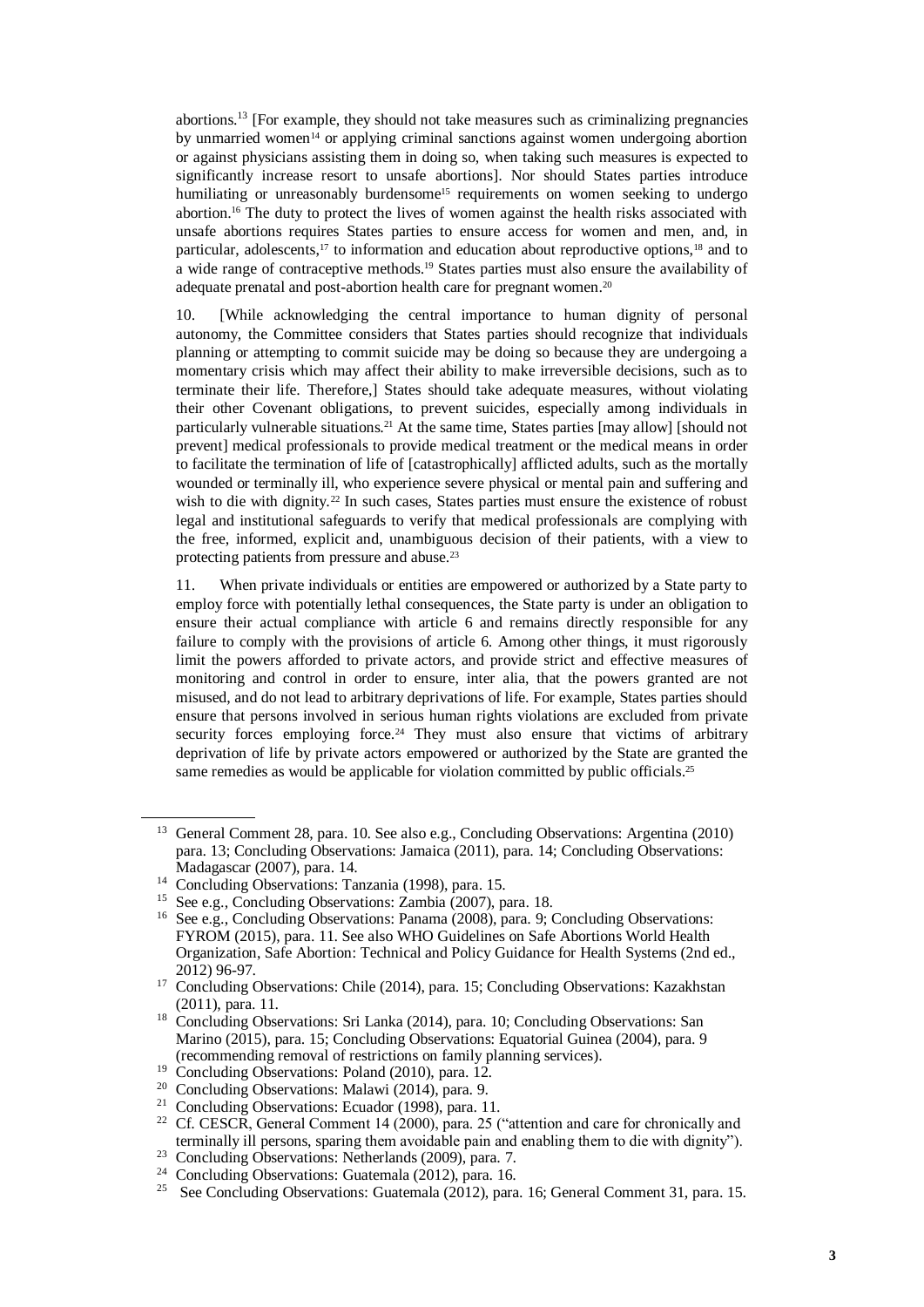abortions.[13] [For example, they should not take measures such as criminalizing pregnancies by unmarried women[14] or applying criminal sanctions against women undergoing abortion or against physicians assisting them in doing so, when taking such measures is expected to significantly increase resort to unsafe abortions]. Nor should States parties introduce humiliating or unreasonably burdensome[15] requirements on women seeking to undergo abortion.[16] The duty to protect the lives of women against the health risks associated with unsafe abortions requires States parties to ensure access for women and men, and, in particular, adolescents,[17] to information and education about reproductive options,[18] and to a wide range of contraceptive methods.[19] States parties must also ensure the availability of adequate prenatal and post-abortion health care for pregnant women.[20]

10. [While acknowledging the central importance to human dignity of personal autonomy, the Committee considers that States parties should recognize that individuals planning or attempting to commit suicide may be doing so because they are undergoing a momentary crisis which may affect their ability to make irreversible decisions, such as to terminate their life. Therefore,] States should take adequate measures, without violating their other Covenant obligations, to prevent suicides, especially among individuals in particularly vulnerable situations.[21] At the same time, States parties [may allow] [should not prevent] medical professionals to provide medical treatment or the medical means in order to facilitate the termination of life of [catastrophically] afflicted adults, such as the mortally wounded or terminally ill, who experience severe physical or mental pain and suffering and wish to die with dignity.[22] In such cases, States parties must ensure the existence of robust legal and institutional safeguards to verify that medical professionals are complying with the free, informed, explicit and, unambiguous decision of their patients, with a view to protecting patients from pressure and abuse.[23]

11. When private individuals or entities are empowered or authorized by a State party to employ force with potentially lethal consequences, the State party is under an obligation to ensure their actual compliance with article 6 and remains directly responsible for any failure to comply with the provisions of article 6. Among other things, it must rigorously limit the powers afforded to private actors, and provide strict and effective measures of monitoring and control in order to ensure, inter alia, that the powers granted are not misused, and do not lead to arbitrary deprivations of life. For example, States parties should ensure that persons involved in serious human rights violations are excluded from private security forces employing force.[24] They must also ensure that victims of arbitrary deprivation of life by private actors empowered or authorized by the State are granted the same remedies as would be applicable for violation committed by public officials.[25]

---

[13] General Comment 28, para. 10. See also e.g., Concluding Observations: Argentina (2010) para. 13; Concluding Observations: Jamaica (2011), para. 14; Concluding Observations: Madagascar (2007), para. 14.

[14] Concluding Observations: Tanzania (1998), para. 15.

[15] See e.g., Concluding Observations: Zambia (2007), para. 18.

[16] See e.g., Concluding Observations: Panama (2008), para. 9; Concluding Observations: FYROM (2015), para. 11. See also WHO Guidelines on Safe Abortions World Health Organization, Safe Abortion: Technical and Policy Guidance for Health Systems (2nd ed., 2012) 96-97.

[17] Concluding Observations: Chile (2014), para. 15; Concluding Observations: Kazakhstan (2011), para. 11.

[18] Concluding Observations: Sri Lanka (2014), para. 10; Concluding Observations: San Marino (2015), para. 15; Concluding Observations: Equatorial Guinea (2004), para. 9 (recommending removal of restrictions on family planning services).

[19] Concluding Observations: Poland (2010), para. 12.

[20] Concluding Observations: Malawi (2014), para. 9.

[21] Concluding Observations: Ecuador (1998), para. 11.

[22] Cf. CESCR, General Comment 14 (2000), para. 25 ("attention and care for chronically and terminally ill persons, sparing them avoidable pain and enabling them to die with dignity").

[23] Concluding Observations: Netherlands (2009), para. 7.

[24] Concluding Observations: Guatemala (2012), para. 16.

[25] See Concluding Observations: Guatemala (2012), para. 16; General Comment 31, para. 15.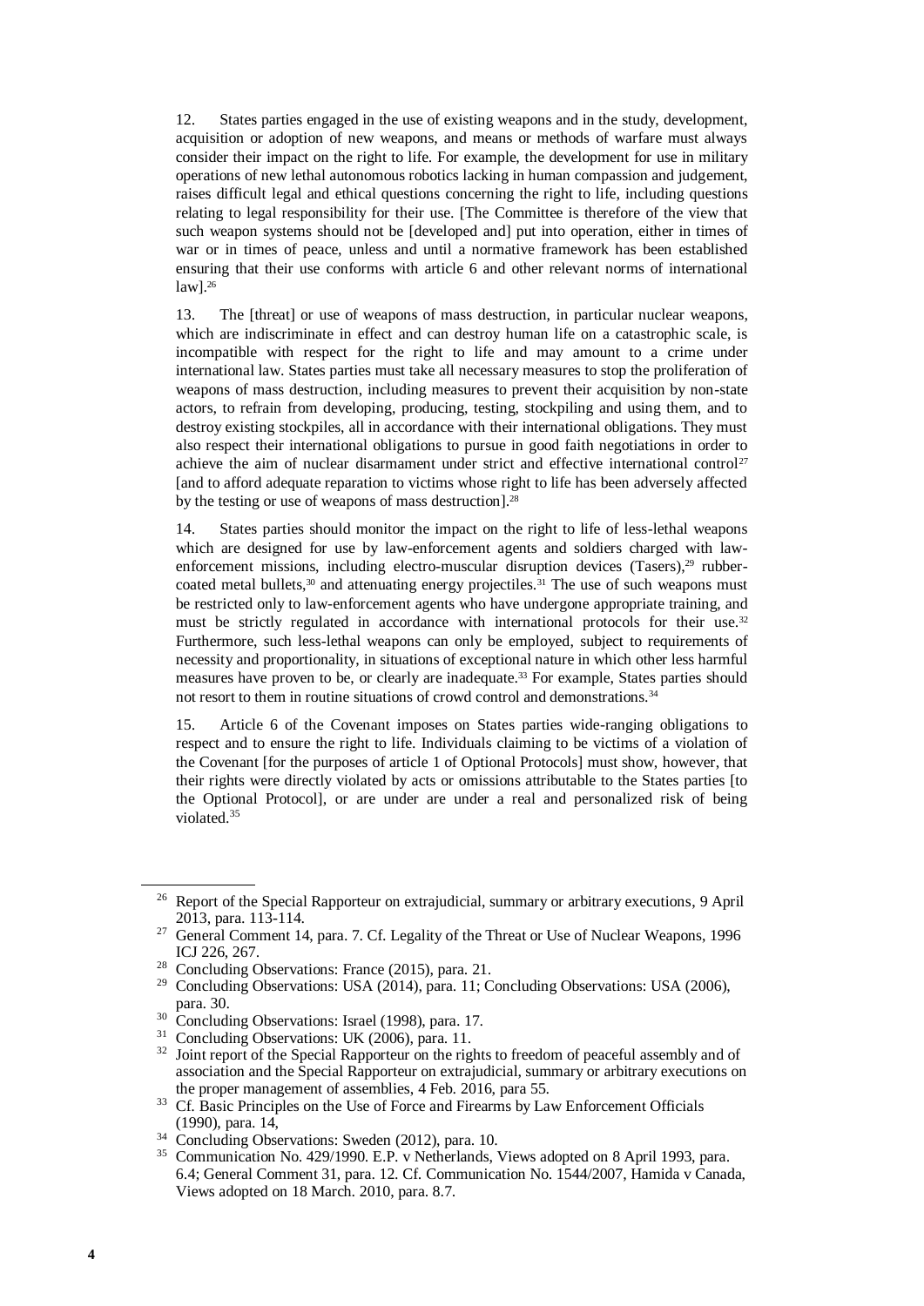12. States parties engaged in the use of existing weapons and in the study, development, acquisition or adoption of new weapons, and means or methods of warfare must always consider their impact on the right to life. For example, the development for use in military operations of new lethal autonomous robotics lacking in human compassion and judgement, raises difficult legal and ethical questions concerning the right to life, including questions relating to legal responsibility for their use. [The Committee is therefore of the view that such weapon systems should not be [developed and] put into operation, either in times of war or in times of peace, unless and until a normative framework has been established ensuring that their use conforms with article 6 and other relevant norms of international law].[26]

13. The [threat] or use of weapons of mass destruction, in particular nuclear weapons, which are indiscriminate in effect and can destroy human life on a catastrophic scale, is incompatible with respect for the right to life and may amount to a crime under international law. States parties must take all necessary measures to stop the proliferation of weapons of mass destruction, including measures to prevent their acquisition by non-state actors, to refrain from developing, producing, testing, stockpiling and using them, and to destroy existing stockpiles, all in accordance with their international obligations. They must also respect their international obligations to pursue in good faith negotiations in order to achieve the aim of nuclear disarmament under strict and effective international control[27] [and to afford adequate reparation to victims whose right to life has been adversely affected by the testing or use of weapons of mass destruction].[28]

14. States parties should monitor the impact on the right to life of less-lethal weapons which are designed for use by law-enforcement agents and soldiers charged with law-enforcement missions, including electro-muscular disruption devices (Tasers),[29] rubber-coated metal bullets,[30] and attenuating energy projectiles.[31] The use of such weapons must be restricted only to law-enforcement agents who have undergone appropriate training, and must be strictly regulated in accordance with international protocols for their use.[32] Furthermore, such less-lethal weapons can only be employed, subject to requirements of necessity and proportionality, in situations of exceptional nature in which other less harmful measures have proven to be, or clearly are inadequate.[33] For example, States parties should not resort to them in routine situations of crowd control and demonstrations.[34]

15. Article 6 of the Covenant imposes on States parties wide-ranging obligations to respect and to ensure the right to life. Individuals claiming to be victims of a violation of the Covenant [for the purposes of article 1 of Optional Protocols] must show, however, that their rights were directly violated by acts or omissions attributable to the States parties [to the Optional Protocol], or are under are under a real and personalized risk of being violated.[35]

---

[26] Report of the Special Rapporteur on extrajudicial, summary or arbitrary executions, 9 April 2013, para. 113-114.

[27] General Comment 14, para. 7. Cf. Legality of the Threat or Use of Nuclear Weapons, 1996 ICJ 226, 267.

[28] Concluding Observations: France (2015), para. 21.

[29] Concluding Observations: USA (2014), para. 11; Concluding Observations: USA (2006), para. 30.

[30] Concluding Observations: Israel (1998), para. 17.

[31] Concluding Observations: UK (2006), para. 11.

[32] Joint report of the Special Rapporteur on the rights to freedom of peaceful assembly and of association and the Special Rapporteur on extrajudicial, summary or arbitrary executions on the proper management of assemblies, 4 Feb. 2016, para 55.

[33] Cf. Basic Principles on the Use of Force and Firearms by Law Enforcement Officials (1990), para. 14,

[34] Concluding Observations: Sweden (2012), para. 10.

[35] Communication No. 429/1990. E.P. v Netherlands, Views adopted on 8 April 1993, para. 6.4; General Comment 31, para. 12. Cf. Communication No. 1544/2007, Hamida v Canada, Views adopted on 18 March. 2010, para. 8.7.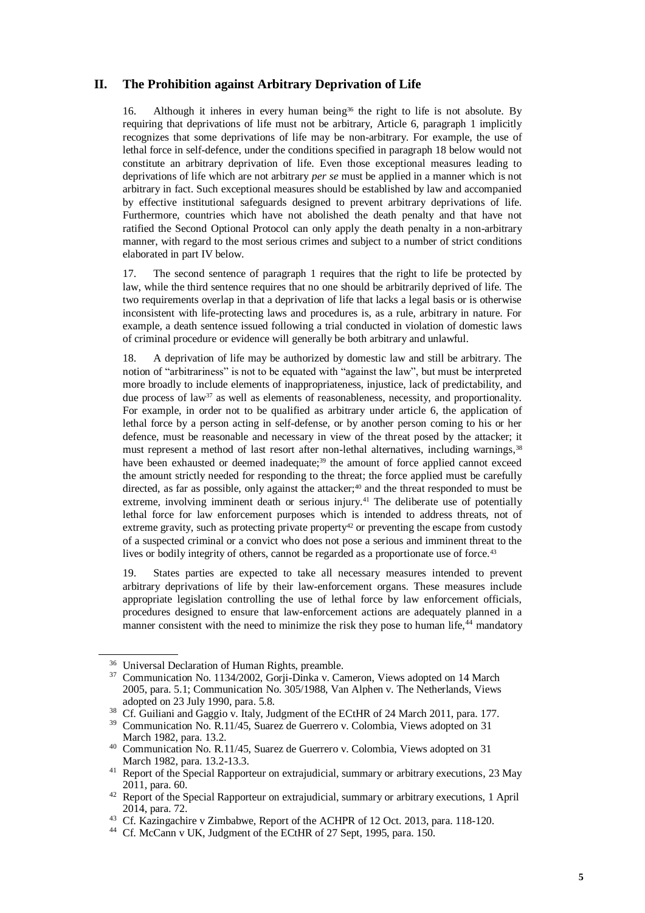## II. The Prohibition against Arbitrary Deprivation of Life

16. Although it inheres in every human being[36] the right to life is not absolute. By requiring that deprivations of life must not be arbitrary, Article 6, paragraph 1 implicitly recognizes that some deprivations of life may be non-arbitrary. For example, the use of lethal force in self-defence, under the conditions specified in paragraph 18 below would not constitute an arbitrary deprivation of life. Even those exceptional measures leading to deprivations of life which are not arbitrary *per se* must be applied in a manner which is not arbitrary in fact. Such exceptional measures should be established by law and accompanied by effective institutional safeguards designed to prevent arbitrary deprivations of life. Furthermore, countries which have not abolished the death penalty and that have not ratified the Second Optional Protocol can only apply the death penalty in a non-arbitrary manner, with regard to the most serious crimes and subject to a number of strict conditions elaborated in part IV below.

17. The second sentence of paragraph 1 requires that the right to life be protected by law, while the third sentence requires that no one should be arbitrarily deprived of life. The two requirements overlap in that a deprivation of life that lacks a legal basis or is otherwise inconsistent with life-protecting laws and procedures is, as a rule, arbitrary in nature. For example, a death sentence issued following a trial conducted in violation of domestic laws of criminal procedure or evidence will generally be both arbitrary and unlawful.

18. A deprivation of life may be authorized by domestic law and still be arbitrary. The notion of "arbitrariness" is not to be equated with "against the law", but must be interpreted more broadly to include elements of inappropriateness, injustice, lack of predictability, and due process of law[37] as well as elements of reasonableness, necessity, and proportionality. For example, in order not to be qualified as arbitrary under article 6, the application of lethal force by a person acting in self-defense, or by another person coming to his or her defence, must be reasonable and necessary in view of the threat posed by the attacker; it must represent a method of last resort after non-lethal alternatives, including warnings,[38] have been exhausted or deemed inadequate;[39] the amount of force applied cannot exceed the amount strictly needed for responding to the threat; the force applied must be carefully directed, as far as possible, only against the attacker;[40] and the threat responded to must be extreme, involving imminent death or serious injury.[41] The deliberate use of potentially lethal force for law enforcement purposes which is intended to address threats, not of extreme gravity, such as protecting private property[42] or preventing the escape from custody of a suspected criminal or a convict who does not pose a serious and imminent threat to the lives or bodily integrity of others, cannot be regarded as a proportionate use of force.[43]

19. States parties are expected to take all necessary measures intended to prevent arbitrary deprivations of life by their law-enforcement organs. These measures include appropriate legislation controlling the use of lethal force by law enforcement officials, procedures designed to ensure that law-enforcement actions are adequately planned in a manner consistent with the need to minimize the risk they pose to human life,[44] mandatory

---

[36] Universal Declaration of Human Rights, preamble.

[37] Communication No. 1134/2002, Gorji-Dinka v. Cameron, Views adopted on 14 March 2005, para. 5.1; Communication No. 305/1988, Van Alphen v. The Netherlands, Views adopted on 23 July 1990, para. 5.8.

[38] Cf. Guiliani and Gaggio v. Italy, Judgment of the ECtHR of 24 March 2011, para. 177.

[39] Communication No. R.11/45, Suarez de Guerrero v. Colombia, Views adopted on 31 March 1982, para. 13.2.

[40] Communication No. R.11/45, Suarez de Guerrero v. Colombia, Views adopted on 31 March 1982, para. 13.2-13.3.

[41] Report of the Special Rapporteur on extrajudicial, summary or arbitrary executions, 23 May 2011, para. 60.

[42] Report of the Special Rapporteur on extrajudicial, summary or arbitrary executions, 1 April 2014, para. 72.

[43] Cf. Kazingachire v Zimbabwe, Report of the ACHPR of 12 Oct. 2013, para. 118-120.

[44] Cf. McCann v UK, Judgment of the ECtHR of 27 Sept, 1995, para. 150.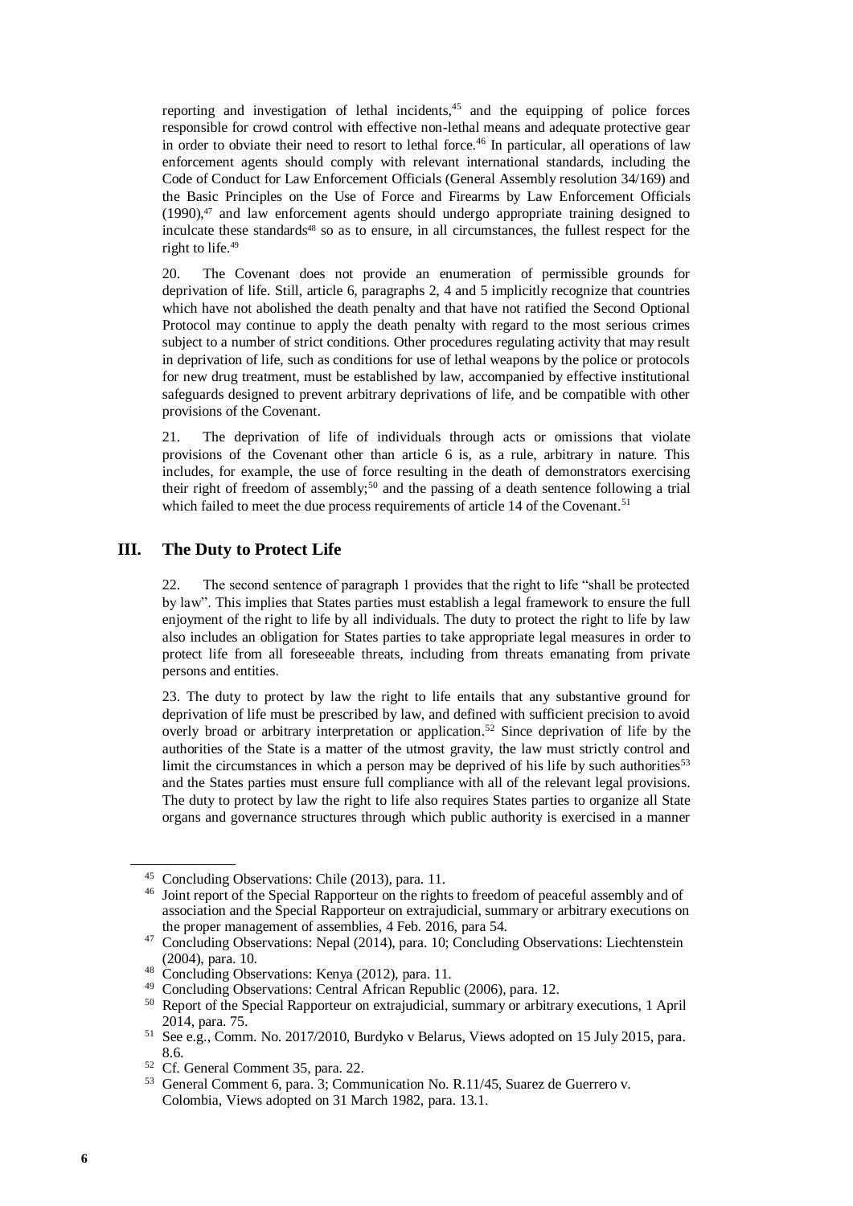reporting and investigation of lethal incidents,[45] and the equipping of police forces responsible for crowd control with effective non-lethal means and adequate protective gear in order to obviate their need to resort to lethal force.[46] In particular, all operations of law enforcement agents should comply with relevant international standards, including the Code of Conduct for Law Enforcement Officials (General Assembly resolution 34/169) and the Basic Principles on the Use of Force and Firearms by Law Enforcement Officials (1990),[47] and law enforcement agents should undergo appropriate training designed to inculcate these standards[48] so as to ensure, in all circumstances, the fullest respect for the right to life.[49]

20. The Covenant does not provide an enumeration of permissible grounds for deprivation of life. Still, article 6, paragraphs 2, 4 and 5 implicitly recognize that countries which have not abolished the death penalty and that have not ratified the Second Optional Protocol may continue to apply the death penalty with regard to the most serious crimes subject to a number of strict conditions. Other procedures regulating activity that may result in deprivation of life, such as conditions for use of lethal weapons by the police or protocols for new drug treatment, must be established by law, accompanied by effective institutional safeguards designed to prevent arbitrary deprivations of life, and be compatible with other provisions of the Covenant.

21. The deprivation of life of individuals through acts or omissions that violate provisions of the Covenant other than article 6 is, as a rule, arbitrary in nature. This includes, for example, the use of force resulting in the death of demonstrators exercising their right of freedom of assembly;[50] and the passing of a death sentence following a trial which failed to meet the due process requirements of article 14 of the Covenant.[51]

## III. The Duty to Protect Life

22. The second sentence of paragraph 1 provides that the right to life "shall be protected by law". This implies that States parties must establish a legal framework to ensure the full enjoyment of the right to life by all individuals. The duty to protect the right to life by law also includes an obligation for States parties to take appropriate legal measures in order to protect life from all foreseeable threats, including from threats emanating from private persons and entities.

23. The duty to protect by law the right to life entails that any substantive ground for deprivation of life must be prescribed by law, and defined with sufficient precision to avoid overly broad or arbitrary interpretation or application.[52] Since deprivation of life by the authorities of the State is a matter of the utmost gravity, the law must strictly control and limit the circumstances in which a person may be deprived of his life by such authorities[53] and the States parties must ensure full compliance with all of the relevant legal provisions. The duty to protect by law the right to life also requires States parties to organize all State organs and governance structures through which public authority is exercised in a manner

---

[45] Concluding Observations: Chile (2013), para. 11.

[46] Joint report of the Special Rapporteur on the rights to freedom of peaceful assembly and of association and the Special Rapporteur on extrajudicial, summary or arbitrary executions on the proper management of assemblies, 4 Feb. 2016, para 54.

[47] Concluding Observations: Nepal (2014), para. 10; Concluding Observations: Liechtenstein (2004), para. 10.

[48] Concluding Observations: Kenya (2012), para. 11.

[49] Concluding Observations: Central African Republic (2006), para. 12.

[50] Report of the Special Rapporteur on extrajudicial, summary or arbitrary executions, 1 April 2014, para. 75.

[51] See e.g., Comm. No. 2017/2010, Burdyko v Belarus, Views adopted on 15 July 2015, para. 8.6.

[52] Cf. General Comment 35, para. 22.

[53] General Comment 6, para. 3; Communication No. R.11/45, Suarez de Guerrero v. Colombia, Views adopted on 31 March 1982, para. 13.1.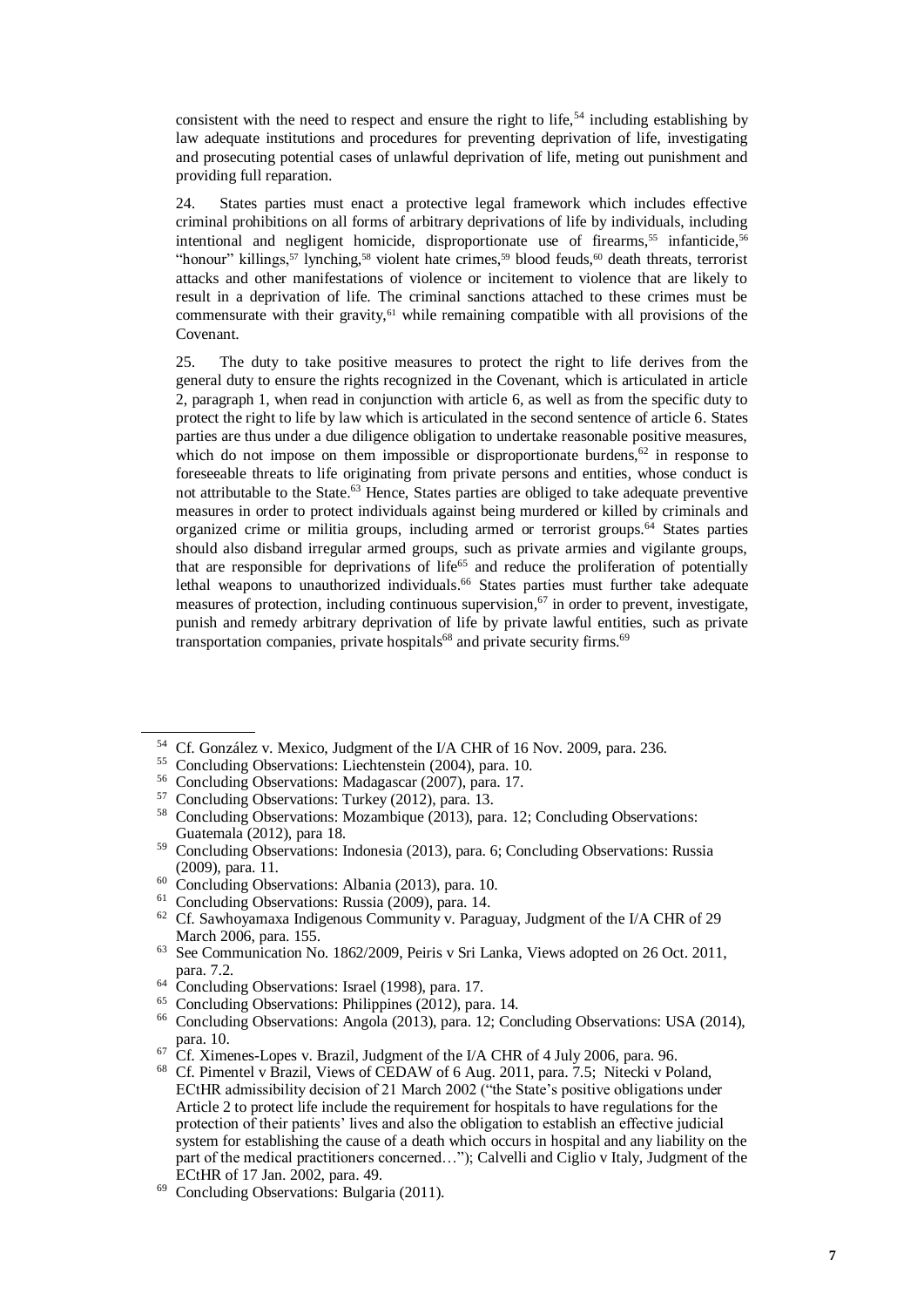consistent with the need to respect and ensure the right to life,[54] including establishing by law adequate institutions and procedures for preventing deprivation of life, investigating and prosecuting potential cases of unlawful deprivation of life, meting out punishment and providing full reparation.

24. States parties must enact a protective legal framework which includes effective criminal prohibitions on all forms of arbitrary deprivations of life by individuals, including intentional and negligent homicide, disproportionate use of firearms,[55] infanticide,[56] "honour" killings,[57] lynching,[58] violent hate crimes,[59] blood feuds,[60] death threats, terrorist attacks and other manifestations of violence or incitement to violence that are likely to result in a deprivation of life. The criminal sanctions attached to these crimes must be commensurate with their gravity,[61] while remaining compatible with all provisions of the Covenant.

25. The duty to take positive measures to protect the right to life derives from the general duty to ensure the rights recognized in the Covenant, which is articulated in article 2, paragraph 1, when read in conjunction with article 6, as well as from the specific duty to protect the right to life by law which is articulated in the second sentence of article 6. States parties are thus under a due diligence obligation to undertake reasonable positive measures, which do not impose on them impossible or disproportionate burdens,[62] in response to foreseeable threats to life originating from private persons and entities, whose conduct is not attributable to the State.[63] Hence, States parties are obliged to take adequate preventive measures in order to protect individuals against being murdered or killed by criminals and organized crime or militia groups, including armed or terrorist groups.[64] States parties should also disband irregular armed groups, such as private armies and vigilante groups, that are responsible for deprivations of life[65] and reduce the proliferation of potentially lethal weapons to unauthorized individuals.[66] States parties must further take adequate measures of protection, including continuous supervision,[67] in order to prevent, investigate, punish and remedy arbitrary deprivation of life by private lawful entities, such as private transportation companies, private hospitals[68] and private security firms.[69]

---

[54] Cf. González v. Mexico, Judgment of the I/A CHR of 16 Nov. 2009, para. 236.

[55] Concluding Observations: Liechtenstein (2004), para. 10.

[56] Concluding Observations: Madagascar (2007), para. 17.

[57] Concluding Observations: Turkey (2012), para. 13.

[58] Concluding Observations: Mozambique (2013), para. 12; Concluding Observations: Guatemala (2012), para 18.

[59] Concluding Observations: Indonesia (2013), para. 6; Concluding Observations: Russia (2009), para. 11.

[60] Concluding Observations: Albania (2013), para. 10.

[61] Concluding Observations: Russia (2009), para. 14.

[62] Cf. Sawhoyamaxa Indigenous Community v. Paraguay, Judgment of the I/A CHR of 29 March 2006, para. 155.

[63] See Communication No. 1862/2009, Peiris v Sri Lanka, Views adopted on 26 Oct. 2011, para. 7.2.

[64] Concluding Observations: Israel (1998), para. 17.

[65] Concluding Observations: Philippines (2012), para. 14.

[66] Concluding Observations: Angola (2013), para. 12; Concluding Observations: USA (2014), para. 10.

[67] Cf. Ximenes-Lopes v. Brazil, Judgment of the I/A CHR of 4 July 2006, para. 96.

[68] Cf. Pimentel v Brazil, Views of CEDAW of 6 Aug. 2011, para. 7.5; Nitecki v Poland, ECtHR admissibility decision of 21 March 2002 ("the State's positive obligations under Article 2 to protect life include the requirement for hospitals to have regulations for the protection of their patients' lives and also the obligation to establish an effective judicial system for establishing the cause of a death which occurs in hospital and any liability on the part of the medical practitioners concerned…"); Calvelli and Ciglio v Italy, Judgment of the ECtHR of 17 Jan. 2002, para. 49.

[69] Concluding Observations: Bulgaria (2011).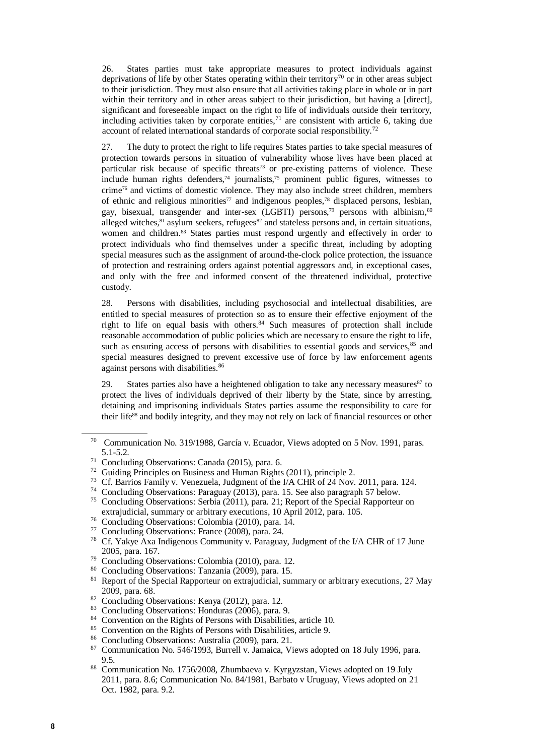26. States parties must take appropriate measures to protect individuals against deprivations of life by other States operating within their territory[70] or in other areas subject to their jurisdiction. They must also ensure that all activities taking place in whole or in part within their territory and in other areas subject to their jurisdiction, but having a [direct], significant and foreseeable impact on the right to life of individuals outside their territory, including activities taken by corporate entities,[71] are consistent with article 6, taking due account of related international standards of corporate social responsibility.[72]

27. The duty to protect the right to life requires States parties to take special measures of protection towards persons in situation of vulnerability whose lives have been placed at particular risk because of specific threats[73] or pre-existing patterns of violence. These include human rights defenders,[74] journalists,[75] prominent public figures, witnesses to crime[76] and victims of domestic violence. They may also include street children, members of ethnic and religious minorities[77] and indigenous peoples,[78] displaced persons, lesbian, gay, bisexual, transgender and inter-sex (LGBTI) persons,[79] persons with albinism,[80] alleged witches,[81] asylum seekers, refugees[82] and stateless persons and, in certain situations, women and children.[83] States parties must respond urgently and effectively in order to protect individuals who find themselves under a specific threat, including by adopting special measures such as the assignment of around-the-clock police protection, the issuance of protection and restraining orders against potential aggressors and, in exceptional cases, and only with the free and informed consent of the threatened individual, protective custody.

28. Persons with disabilities, including psychosocial and intellectual disabilities, are entitled to special measures of protection so as to ensure their effective enjoyment of the right to life on equal basis with others.[84] Such measures of protection shall include reasonable accommodation of public policies which are necessary to ensure the right to life, such as ensuring access of persons with disabilities to essential goods and services,[85] and special measures designed to prevent excessive use of force by law enforcement agents against persons with disabilities.[86]

29. States parties also have a heightened obligation to take any necessary measures[87] to protect the lives of individuals deprived of their liberty by the State, since by arresting, detaining and imprisoning individuals States parties assume the responsibility to care for their life[88] and bodily integrity, and they may not rely on lack of financial resources or other

---

[70] Communication No. 319/1988, García v. Ecuador, Views adopted on 5 Nov. 1991, paras. 5.1-5.2.

[71] Concluding Observations: Canada (2015), para. 6.

[72] Guiding Principles on Business and Human Rights (2011), principle 2.

[73] Cf. Barrios Family v. Venezuela, Judgment of the I/A CHR of 24 Nov. 2011, para. 124.

[74] Concluding Observations: Paraguay (2013), para. 15. See also paragraph 57 below.

[75] Concluding Observations: Serbia (2011), para. 21; Report of the Special Rapporteur on extrajudicial, summary or arbitrary executions, 10 April 2012, para. 105.

[76] Concluding Observations: Colombia (2010), para. 14.

[77] Concluding Observations: France (2008), para. 24.

[78] Cf. Yakye Axa Indigenous Community v. Paraguay, Judgment of the I/A CHR of 17 June 2005, para. 167.

[79] Concluding Observations: Colombia (2010), para. 12.

[80] Concluding Observations: Tanzania (2009), para. 15.

[81] Report of the Special Rapporteur on extrajudicial, summary or arbitrary executions, 27 May 2009, para. 68.

[82] Concluding Observations: Kenya (2012), para. 12.

[83] Concluding Observations: Honduras (2006), para. 9.

[84] Convention on the Rights of Persons with Disabilities, article 10.

[85] Convention on the Rights of Persons with Disabilities, article 9.

[86] Concluding Observations: Australia (2009), para. 21.

[87] Communication No. 546/1993, Burrell v. Jamaica, Views adopted on 18 July 1996, para. 9.5.

[88] Communication No. 1756/2008, Zhumbaeva v. Kyrgyzstan, Views adopted on 19 July 2011, para. 8.6; Communication No. 84/1981, Barbato v Uruguay, Views adopted on 21 Oct. 1982, para. 9.2.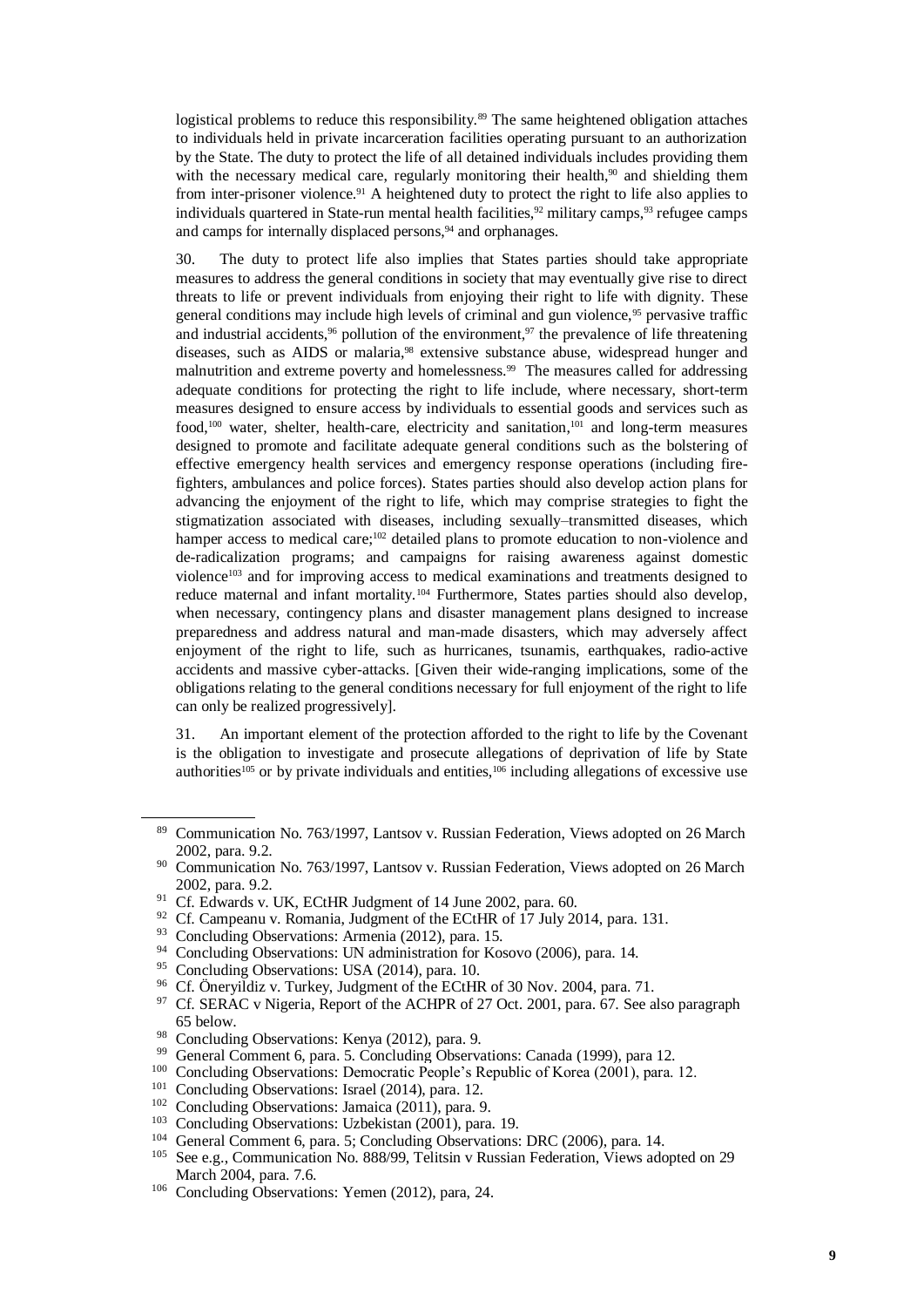logistical problems to reduce this responsibility.[89] The same heightened obligation attaches to individuals held in private incarceration facilities operating pursuant to an authorization by the State. The duty to protect the life of all detained individuals includes providing them with the necessary medical care, regularly monitoring their health,[90] and shielding them from inter-prisoner violence.[91] A heightened duty to protect the right to life also applies to individuals quartered in State-run mental health facilities,[92] military camps,[93] refugee camps and camps for internally displaced persons,[94] and orphanages.

30. The duty to protect life also implies that States parties should take appropriate measures to address the general conditions in society that may eventually give rise to direct threats to life or prevent individuals from enjoying their right to life with dignity. These general conditions may include high levels of criminal and gun violence,[95] pervasive traffic and industrial accidents,[96] pollution of the environment,[97] the prevalence of life threatening diseases, such as AIDS or malaria,[98] extensive substance abuse, widespread hunger and malnutrition and extreme poverty and homelessness.[99] The measures called for addressing adequate conditions for protecting the right to life include, where necessary, short-term measures designed to ensure access by individuals to essential goods and services such as food,[100] water, shelter, health-care, electricity and sanitation,[101] and long-term measures designed to promote and facilitate adequate general conditions such as the bolstering of effective emergency health services and emergency response operations (including fire-fighters, ambulances and police forces). States parties should also develop action plans for advancing the enjoyment of the right to life, which may comprise strategies to fight the stigmatization associated with diseases, including sexually–transmitted diseases, which hamper access to medical care;[102] detailed plans to promote education to non-violence and de-radicalization programs; and campaigns for raising awareness against domestic violence[103] and for improving access to medical examinations and treatments designed to reduce maternal and infant mortality.[104] Furthermore, States parties should also develop, when necessary, contingency plans and disaster management plans designed to increase preparedness and address natural and man-made disasters, which may adversely affect enjoyment of the right to life, such as hurricanes, tsunamis, earthquakes, radio-active accidents and massive cyber-attacks. [Given their wide-ranging implications, some of the obligations relating to the general conditions necessary for full enjoyment of the right to life can only be realized progressively].

31. An important element of the protection afforded to the right to life by the Covenant is the obligation to investigate and prosecute allegations of deprivation of life by State authorities[105] or by private individuals and entities,[106] including allegations of excessive use

---

[89] Communication No. 763/1997, Lantsov v. Russian Federation, Views adopted on 26 March 2002, para. 9.2.

[90] Communication No. 763/1997, Lantsov v. Russian Federation, Views adopted on 26 March 2002, para. 9.2.

[91] Cf. Edwards v. UK, ECtHR Judgment of 14 June 2002, para. 60.

[92] Cf. Campeanu v. Romania, Judgment of the ECtHR of 17 July 2014, para. 131.

[93] Concluding Observations: Armenia (2012), para. 15.

[94] Concluding Observations: UN administration for Kosovo (2006), para. 14.

[95] Concluding Observations: USA (2014), para. 10.

[96] Cf. Öneryildiz v. Turkey, Judgment of the ECtHR of 30 Nov. 2004, para. 71.

[97] Cf. SERAC v Nigeria, Report of the ACHPR of 27 Oct. 2001, para. 67. See also paragraph 65 below.

[98] Concluding Observations: Kenya (2012), para. 9.

[99] General Comment 6, para. 5. Concluding Observations: Canada (1999), para 12.

[100] Concluding Observations: Democratic People's Republic of Korea (2001), para. 12.

[101] Concluding Observations: Israel (2014), para. 12.

[102] Concluding Observations: Jamaica (2011), para. 9.

[103] Concluding Observations: Uzbekistan (2001), para. 19.

[104] General Comment 6, para. 5; Concluding Observations: DRC (2006), para. 14.

[105] See e.g., Communication No. 888/99, Telitsin v Russian Federation, Views adopted on 29 March 2004, para. 7.6.

[106] Concluding Observations: Yemen (2012), para, 24.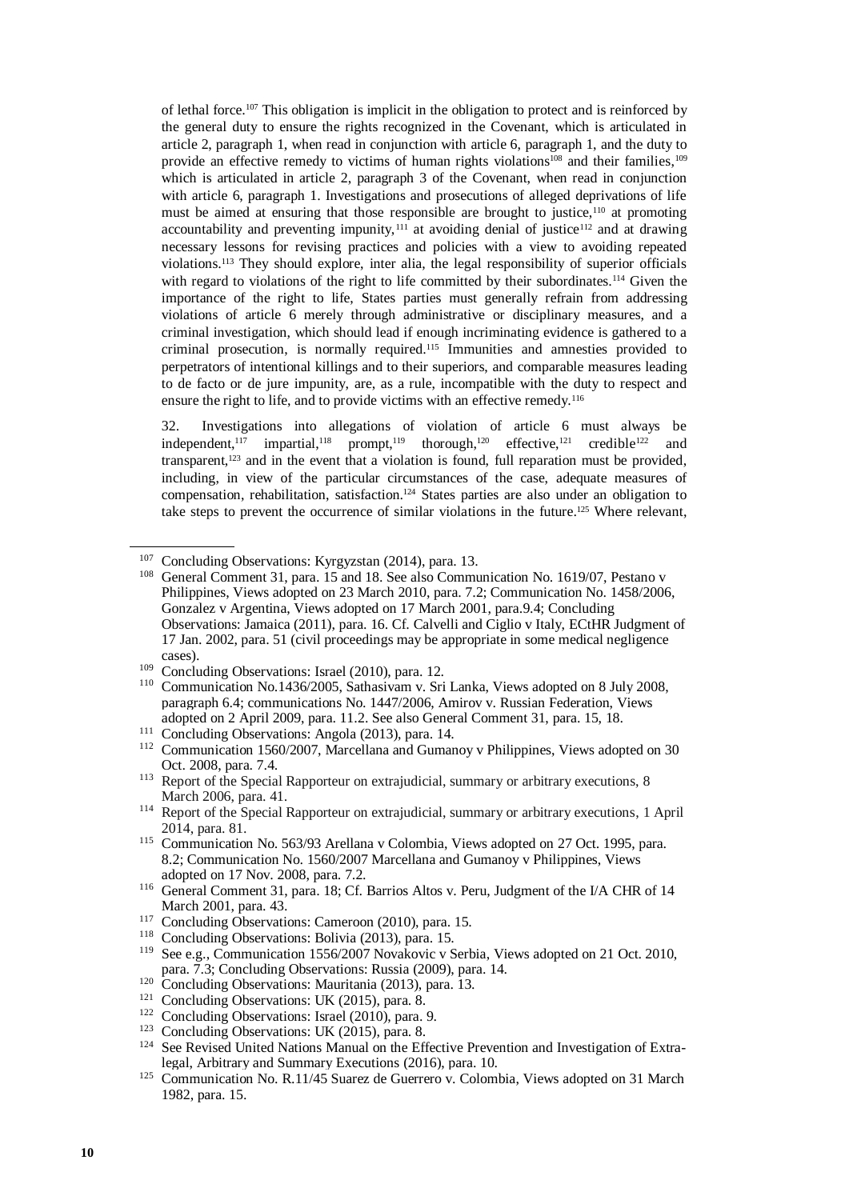of lethal force.[107] This obligation is implicit in the obligation to protect and is reinforced by the general duty to ensure the rights recognized in the Covenant, which is articulated in article 2, paragraph 1, when read in conjunction with article 6, paragraph 1, and the duty to provide an effective remedy to victims of human rights violations[108] and their families,[109] which is articulated in article 2, paragraph 3 of the Covenant, when read in conjunction with article 6, paragraph 1. Investigations and prosecutions of alleged deprivations of life must be aimed at ensuring that those responsible are brought to justice,[110] at promoting accountability and preventing impunity,[111] at avoiding denial of justice[112] and at drawing necessary lessons for revising practices and policies with a view to avoiding repeated violations.[113] They should explore, inter alia, the legal responsibility of superior officials with regard to violations of the right to life committed by their subordinates.[114] Given the importance of the right to life, States parties must generally refrain from addressing violations of article 6 merely through administrative or disciplinary measures, and a criminal investigation, which should lead if enough incriminating evidence is gathered to a criminal prosecution, is normally required.[115] Immunities and amnesties provided to perpetrators of intentional killings and to their superiors, and comparable measures leading to de facto or de jure impunity, are, as a rule, incompatible with the duty to respect and ensure the right to life, and to provide victims with an effective remedy.[116]

32. Investigations into allegations of violation of article 6 must always be independent,[117] impartial,[118] prompt,[119] thorough,[120] effective,[121] credible[122] and transparent,[123] and in the event that a violation is found, full reparation must be provided, including, in view of the particular circumstances of the case, adequate measures of compensation, rehabilitation, satisfaction.[124] States parties are also under an obligation to take steps to prevent the occurrence of similar violations in the future.[125] Where relevant,

---

[107] Concluding Observations: Kyrgyzstan (2014), para. 13.

[108] General Comment 31, para. 15 and 18. See also Communication No. 1619/07, Pestano v Philippines, Views adopted on 23 March 2010, para. 7.2; Communication No. 1458/2006, Gonzalez v Argentina, Views adopted on 17 March 2001, para.9.4; Concluding Observations: Jamaica (2011), para. 16. Cf. Calvelli and Ciglio v Italy, ECtHR Judgment of 17 Jan. 2002, para. 51 (civil proceedings may be appropriate in some medical negligence cases).

[109] Concluding Observations: Israel (2010), para. 12.

[110] Communication No.1436/2005, Sathasivam v. Sri Lanka, Views adopted on 8 July 2008, paragraph 6.4; communications No. 1447/2006, Amirov v. Russian Federation, Views adopted on 2 April 2009, para. 11.2. See also General Comment 31, para. 15, 18.

[111] Concluding Observations: Angola (2013), para. 14.

[112] Communication 1560/2007, Marcellana and Gumanoy v Philippines, Views adopted on 30 Oct. 2008, para. 7.4.

[113] Report of the Special Rapporteur on extrajudicial, summary or arbitrary executions, 8 March 2006, para. 41.

[114] Report of the Special Rapporteur on extrajudicial, summary or arbitrary executions, 1 April 2014, para. 81.

[115] Communication No. 563/93 Arellana v Colombia, Views adopted on 27 Oct. 1995, para. 8.2; Communication No. 1560/2007 Marcellana and Gumanoy v Philippines, Views adopted on 17 Nov. 2008, para. 7.2.

[116] General Comment 31, para. 18; Cf. Barrios Altos v. Peru, Judgment of the I/A CHR of 14 March 2001, para. 43.

[117] Concluding Observations: Cameroon (2010), para. 15.

[118] Concluding Observations: Bolivia (2013), para. 15.

[119] See e.g., Communication 1556/2007 Novakovic v Serbia, Views adopted on 21 Oct. 2010, para. 7.3; Concluding Observations: Russia (2009), para. 14.

[120] Concluding Observations: Mauritania (2013), para. 13.

[121] Concluding Observations: UK (2015), para. 8.

[122] Concluding Observations: Israel (2010), para. 9.

[123] Concluding Observations: UK (2015), para. 8.

[124] See Revised United Nations Manual on the Effective Prevention and Investigation of Extra-legal, Arbitrary and Summary Executions (2016), para. 10.

[125] Communication No. R.11/45 Suarez de Guerrero v. Colombia, Views adopted on 31 March 1982, para. 15.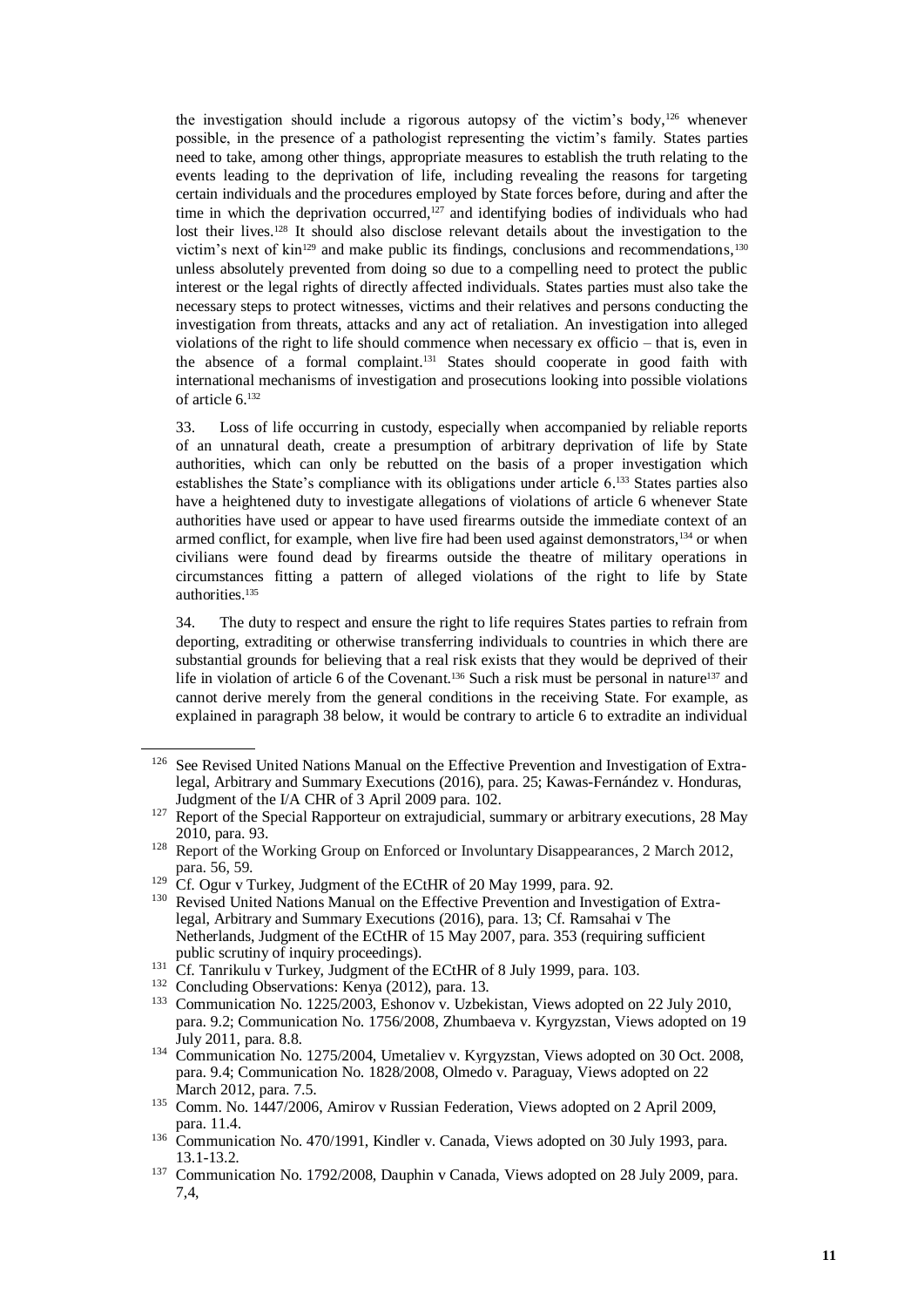the investigation should include a rigorous autopsy of the victim's body,[126] whenever possible, in the presence of a pathologist representing the victim's family. States parties need to take, among other things, appropriate measures to establish the truth relating to the events leading to the deprivation of life, including revealing the reasons for targeting certain individuals and the procedures employed by State forces before, during and after the time in which the deprivation occurred,[127] and identifying bodies of individuals who had lost their lives.[128] It should also disclose relevant details about the investigation to the victim's next of kin[129] and make public its findings, conclusions and recommendations,[130] unless absolutely prevented from doing so due to a compelling need to protect the public interest or the legal rights of directly affected individuals. States parties must also take the necessary steps to protect witnesses, victims and their relatives and persons conducting the investigation from threats, attacks and any act of retaliation. An investigation into alleged violations of the right to life should commence when necessary ex officio – that is, even in the absence of a formal complaint.[131] States should cooperate in good faith with international mechanisms of investigation and prosecutions looking into possible violations of article 6.[132]

33. Loss of life occurring in custody, especially when accompanied by reliable reports of an unnatural death, create a presumption of arbitrary deprivation of life by State authorities, which can only be rebutted on the basis of a proper investigation which establishes the State's compliance with its obligations under article 6.[133] States parties also have a heightened duty to investigate allegations of violations of article 6 whenever State authorities have used or appear to have used firearms outside the immediate context of an armed conflict, for example, when live fire had been used against demonstrators,[134] or when civilians were found dead by firearms outside the theatre of military operations in circumstances fitting a pattern of alleged violations of the right to life by State authorities.[135]

34. The duty to respect and ensure the right to life requires States parties to refrain from deporting, extraditing or otherwise transferring individuals to countries in which there are substantial grounds for believing that a real risk exists that they would be deprived of their life in violation of article 6 of the Covenant.[136] Such a risk must be personal in nature[137] and cannot derive merely from the general conditions in the receiving State. For example, as explained in paragraph 38 below, it would be contrary to article 6 to extradite an individual

---

[126] See Revised United Nations Manual on the Effective Prevention and Investigation of Extra-legal, Arbitrary and Summary Executions (2016), para. 25; Kawas-Fernández v. Honduras, Judgment of the I/A CHR of 3 April 2009 para. 102.

[127] Report of the Special Rapporteur on extrajudicial, summary or arbitrary executions, 28 May 2010, para. 93.

[128] Report of the Working Group on Enforced or Involuntary Disappearances, 2 March 2012, para. 56, 59.

[129] Cf. Ogur v Turkey, Judgment of the ECtHR of 20 May 1999, para. 92.

[130] Revised United Nations Manual on the Effective Prevention and Investigation of Extra-legal, Arbitrary and Summary Executions (2016), para. 13; Cf. Ramsahai v The Netherlands, Judgment of the ECtHR of 15 May 2007, para. 353 (requiring sufficient public scrutiny of inquiry proceedings).

[131] Cf. Tanrikulu v Turkey, Judgment of the ECtHR of 8 July 1999, para. 103.

[132] Concluding Observations: Kenya (2012), para. 13.

[133] Communication No. 1225/2003, Eshonov v. Uzbekistan, Views adopted on 22 July 2010, para. 9.2; Communication No. 1756/2008, Zhumbaeva v. Kyrgyzstan, Views adopted on 19 July 2011, para. 8.8.

[134] Communication No. 1275/2004, Umetaliev v. Kyrgyzstan, Views adopted on 30 Oct. 2008, para. 9.4; Communication No. 1828/2008, Olmedo v. Paraguay, Views adopted on 22 March 2012, para. 7.5.

[135] Comm. No. 1447/2006, Amirov v Russian Federation, Views adopted on 2 April 2009, para. 11.4.

[136] Communication No. 470/1991, Kindler v. Canada, Views adopted on 30 July 1993, para. 13.1-13.2.

[137] Communication No. 1792/2008, Dauphin v Canada, Views adopted on 28 July 2009, para. 7,4,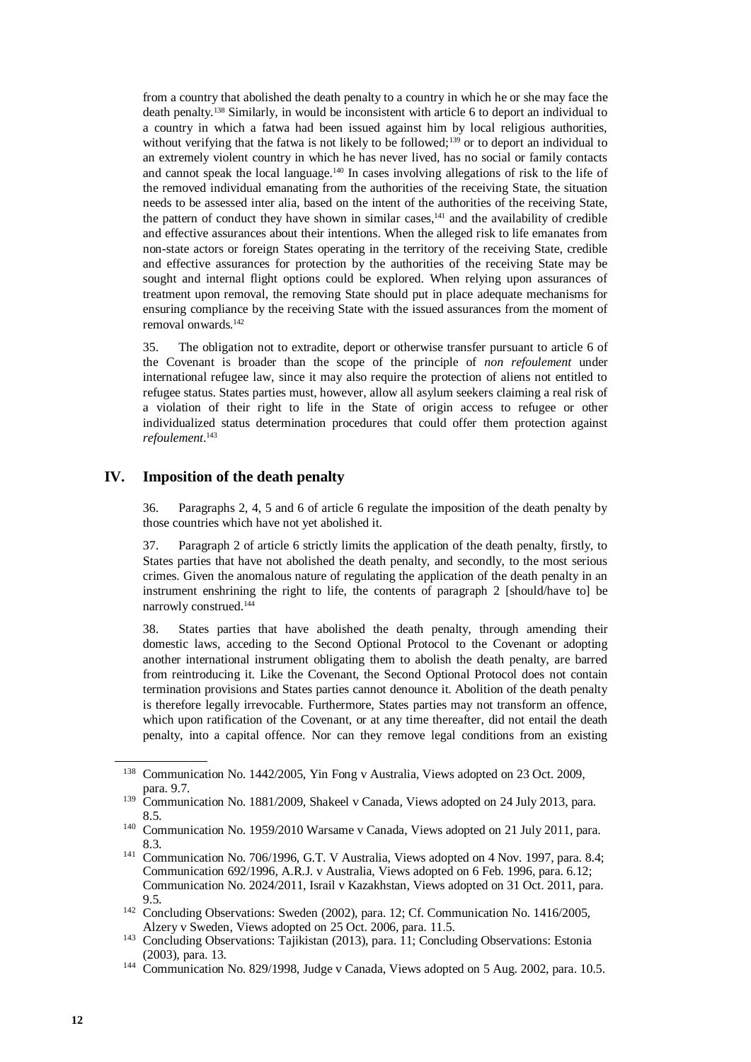from a country that abolished the death penalty to a country in which he or she may face the death penalty.[138] Similarly, in would be inconsistent with article 6 to deport an individual to a country in which a fatwa had been issued against him by local religious authorities, without verifying that the fatwa is not likely to be followed;[139] or to deport an individual to an extremely violent country in which he has never lived, has no social or family contacts and cannot speak the local language.[140] In cases involving allegations of risk to the life of the removed individual emanating from the authorities of the receiving State, the situation needs to be assessed inter alia, based on the intent of the authorities of the receiving State, the pattern of conduct they have shown in similar cases,[141] and the availability of credible and effective assurances about their intentions. When the alleged risk to life emanates from non-state actors or foreign States operating in the territory of the receiving State, credible and effective assurances for protection by the authorities of the receiving State may be sought and internal flight options could be explored. When relying upon assurances of treatment upon removal, the removing State should put in place adequate mechanisms for ensuring compliance by the receiving State with the issued assurances from the moment of removal onwards.[142]

35. The obligation not to extradite, deport or otherwise transfer pursuant to article 6 of the Covenant is broader than the scope of the principle of *non refoulement* under international refugee law, since it may also require the protection of aliens not entitled to refugee status. States parties must, however, allow all asylum seekers claiming a real risk of a violation of their right to life in the State of origin access to refugee or other individualized status determination procedures that could offer them protection against *refoulement*.[143]

## IV. Imposition of the death penalty

36. Paragraphs 2, 4, 5 and 6 of article 6 regulate the imposition of the death penalty by those countries which have not yet abolished it.

37. Paragraph 2 of article 6 strictly limits the application of the death penalty, firstly, to States parties that have not abolished the death penalty, and secondly, to the most serious crimes. Given the anomalous nature of regulating the application of the death penalty in an instrument enshrining the right to life, the contents of paragraph 2 [should/have to] be narrowly construed.[144]

38. States parties that have abolished the death penalty, through amending their domestic laws, acceding to the Second Optional Protocol to the Covenant or adopting another international instrument obligating them to abolish the death penalty, are barred from reintroducing it. Like the Covenant, the Second Optional Protocol does not contain termination provisions and States parties cannot denounce it. Abolition of the death penalty is therefore legally irrevocable. Furthermore, States parties may not transform an offence, which upon ratification of the Covenant, or at any time thereafter, did not entail the death penalty, into a capital offence. Nor can they remove legal conditions from an existing

---

[138] Communication No. 1442/2005, Yin Fong v Australia, Views adopted on 23 Oct. 2009, para. 9.7.

[139] Communication No. 1881/2009, Shakeel v Canada, Views adopted on 24 July 2013, para. 8.5.

[140] Communication No. 1959/2010 Warsame v Canada, Views adopted on 21 July 2011, para. 8.3.

[141] Communication No. 706/1996, G.T. V Australia, Views adopted on 4 Nov. 1997, para. 8.4; Communication 692/1996, A.R.J. v Australia, Views adopted on 6 Feb. 1996, para. 6.12; Communication No. 2024/2011, Israil v Kazakhstan, Views adopted on 31 Oct. 2011, para. 9.5.

[142] Concluding Observations: Sweden (2002), para. 12; Cf. Communication No. 1416/2005, Alzery v Sweden, Views adopted on 25 Oct. 2006, para. 11.5.

[143] Concluding Observations: Tajikistan (2013), para. 11; Concluding Observations: Estonia (2003), para. 13.

[144] Communication No. 829/1998, Judge v Canada, Views adopted on 5 Aug. 2002, para. 10.5.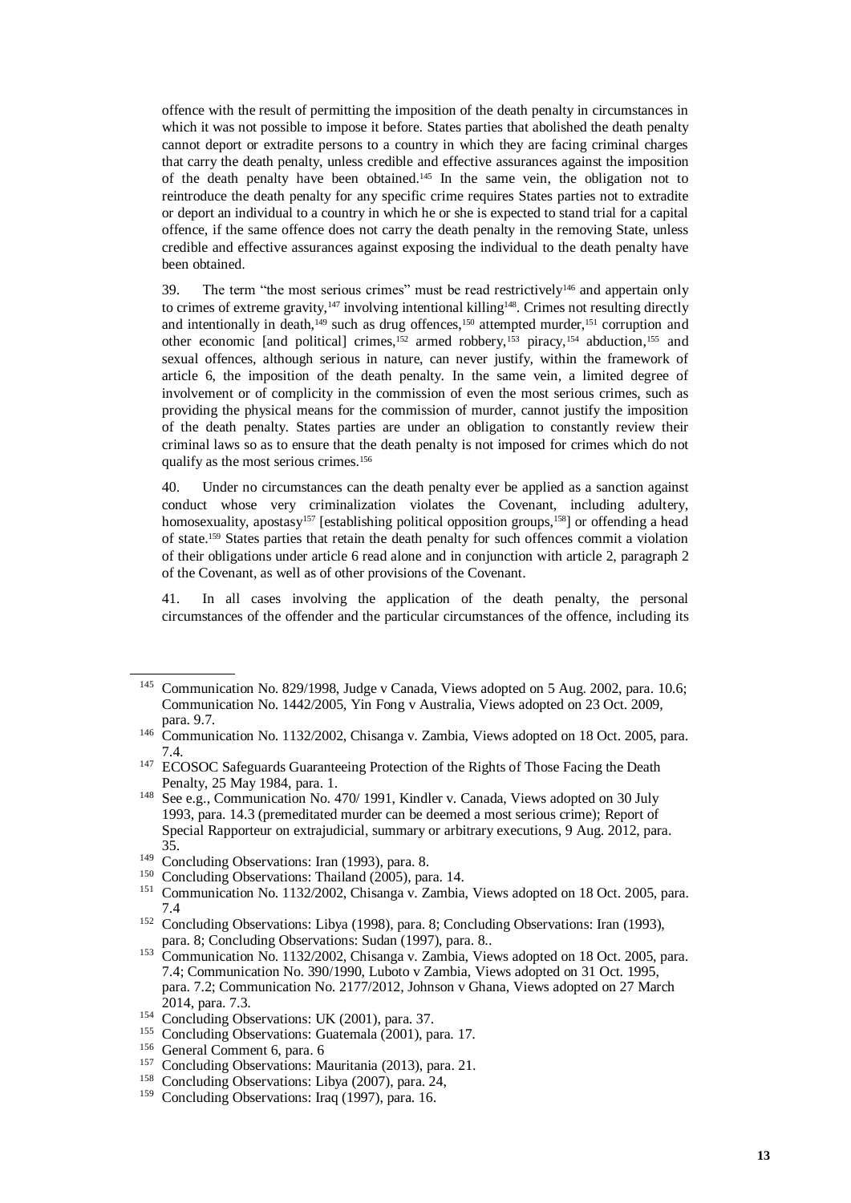offence with the result of permitting the imposition of the death penalty in circumstances in which it was not possible to impose it before. States parties that abolished the death penalty cannot deport or extradite persons to a country in which they are facing criminal charges that carry the death penalty, unless credible and effective assurances against the imposition of the death penalty have been obtained.[145] In the same vein, the obligation not to reintroduce the death penalty for any specific crime requires States parties not to extradite or deport an individual to a country in which he or she is expected to stand trial for a capital offence, if the same offence does not carry the death penalty in the removing State, unless credible and effective assurances against exposing the individual to the death penalty have been obtained.

39. The term "the most serious crimes" must be read restrictively[146] and appertain only to crimes of extreme gravity,[147] involving intentional killing[148]. Crimes not resulting directly and intentionally in death,[149] such as drug offences,[150] attempted murder,[151] corruption and other economic [and political] crimes,[152] armed robbery,[153] piracy,[154] abduction,[155] and sexual offences, although serious in nature, can never justify, within the framework of article 6, the imposition of the death penalty. In the same vein, a limited degree of involvement or of complicity in the commission of even the most serious crimes, such as providing the physical means for the commission of murder, cannot justify the imposition of the death penalty. States parties are under an obligation to constantly review their criminal laws so as to ensure that the death penalty is not imposed for crimes which do not qualify as the most serious crimes.[156]

40. Under no circumstances can the death penalty ever be applied as a sanction against conduct whose very criminalization violates the Covenant, including adultery, homosexuality, apostasy[157] [establishing political opposition groups,[158]] or offending a head of state.[159] States parties that retain the death penalty for such offences commit a violation of their obligations under article 6 read alone and in conjunction with article 2, paragraph 2 of the Covenant, as well as of other provisions of the Covenant.

41. In all cases involving the application of the death penalty, the personal circumstances of the offender and the particular circumstances of the offence, including its

---

[145] Communication No. 829/1998, Judge v Canada, Views adopted on 5 Aug. 2002, para. 10.6; Communication No. 1442/2005, Yin Fong v Australia, Views adopted on 23 Oct. 2009, para. 9.7.

[146] Communication No. 1132/2002, Chisanga v. Zambia, Views adopted on 18 Oct. 2005, para. 7.4.

[147] ECOSOC Safeguards Guaranteeing Protection of the Rights of Those Facing the Death Penalty, 25 May 1984, para. 1.

[148] See e.g., Communication No. 470/ 1991, Kindler v. Canada, Views adopted on 30 July 1993, para. 14.3 (premeditated murder can be deemed a most serious crime); Report of Special Rapporteur on extrajudicial, summary or arbitrary executions, 9 Aug. 2012, para. 35.

[149] Concluding Observations: Iran (1993), para. 8.

[150] Concluding Observations: Thailand (2005), para. 14.

[151] Communication No. 1132/2002, Chisanga v. Zambia, Views adopted on 18 Oct. 2005, para. 7.4

[152] Concluding Observations: Libya (1998), para. 8; Concluding Observations: Iran (1993), para. 8; Concluding Observations: Sudan (1997), para. 8..

[153] Communication No. 1132/2002, Chisanga v. Zambia, Views adopted on 18 Oct. 2005, para. 7.4; Communication No. 390/1990, Luboto v Zambia, Views adopted on 31 Oct. 1995, para. 7.2; Communication No. 2177/2012, Johnson v Ghana, Views adopted on 27 March 2014, para. 7.3.

[154] Concluding Observations: UK (2001), para. 37.

[155] Concluding Observations: Guatemala (2001), para. 17.

[156] General Comment 6, para. 6

[157] Concluding Observations: Mauritania (2013), para. 21.

[158] Concluding Observations: Libya (2007), para. 24,

[159] Concluding Observations: Iraq (1997), para. 16.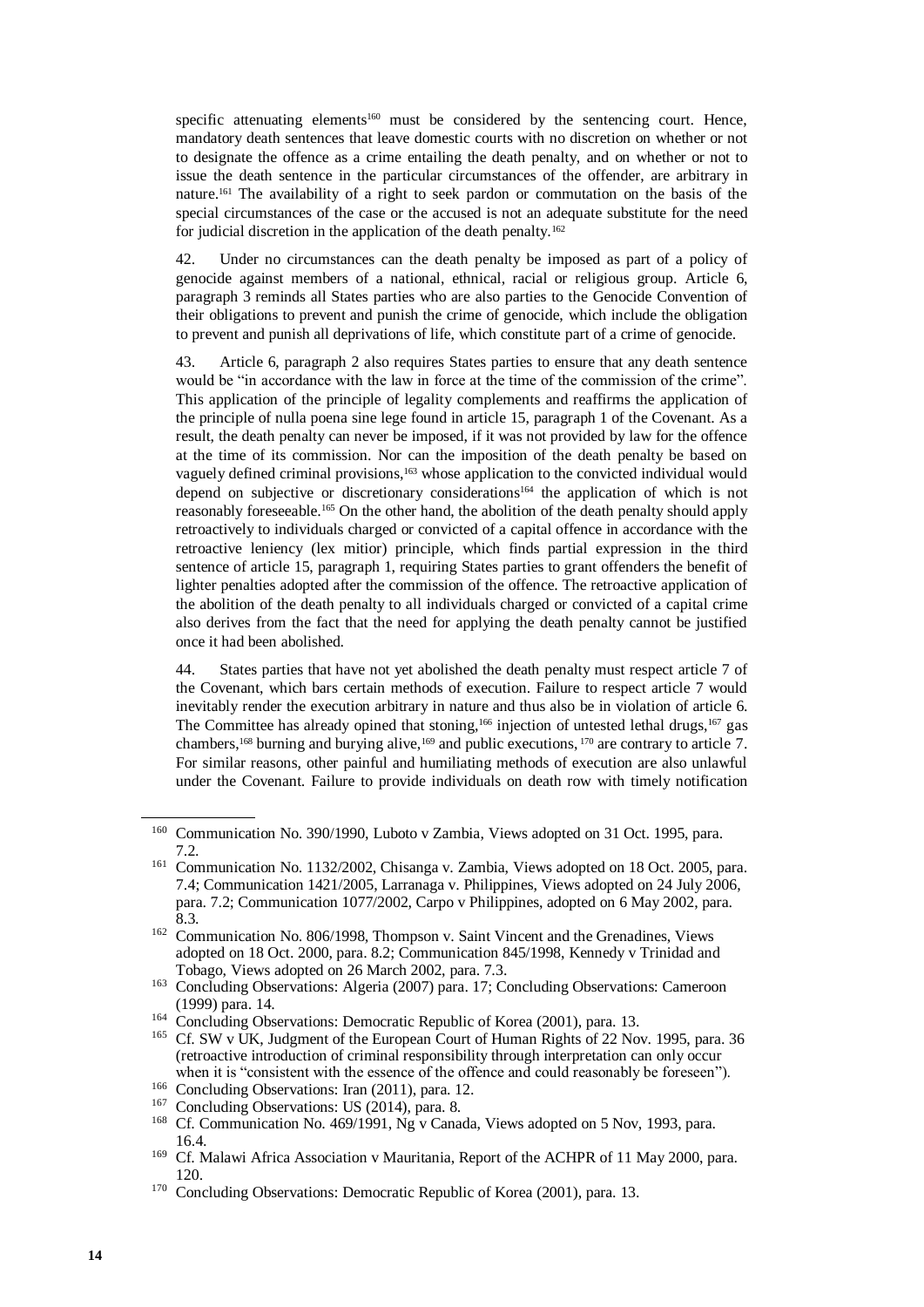specific attenuating elements[160] must be considered by the sentencing court. Hence, mandatory death sentences that leave domestic courts with no discretion on whether or not to designate the offence as a crime entailing the death penalty, and on whether or not to issue the death sentence in the particular circumstances of the offender, are arbitrary in nature.[161] The availability of a right to seek pardon or commutation on the basis of the special circumstances of the case or the accused is not an adequate substitute for the need for judicial discretion in the application of the death penalty.[162]

42. Under no circumstances can the death penalty be imposed as part of a policy of genocide against members of a national, ethnical, racial or religious group. Article 6, paragraph 3 reminds all States parties who are also parties to the Genocide Convention of their obligations to prevent and punish the crime of genocide, which include the obligation to prevent and punish all deprivations of life, which constitute part of a crime of genocide.

43. Article 6, paragraph 2 also requires States parties to ensure that any death sentence would be "in accordance with the law in force at the time of the commission of the crime". This application of the principle of legality complements and reaffirms the application of the principle of nulla poena sine lege found in article 15, paragraph 1 of the Covenant. As a result, the death penalty can never be imposed, if it was not provided by law for the offence at the time of its commission. Nor can the imposition of the death penalty be based on vaguely defined criminal provisions,[163] whose application to the convicted individual would depend on subjective or discretionary considerations[164] the application of which is not reasonably foreseeable.[165] On the other hand, the abolition of the death penalty should apply retroactively to individuals charged or convicted of a capital offence in accordance with the retroactive leniency (lex mitior) principle, which finds partial expression in the third sentence of article 15, paragraph 1, requiring States parties to grant offenders the benefit of lighter penalties adopted after the commission of the offence. The retroactive application of the abolition of the death penalty to all individuals charged or convicted of a capital crime also derives from the fact that the need for applying the death penalty cannot be justified once it had been abolished.

44. States parties that have not yet abolished the death penalty must respect article 7 of the Covenant, which bars certain methods of execution. Failure to respect article 7 would inevitably render the execution arbitrary in nature and thus also be in violation of article 6. The Committee has already opined that stoning,[166] injection of untested lethal drugs,[167] gas chambers,[168] burning and burying alive,[169] and public executions,[170] are contrary to article 7. For similar reasons, other painful and humiliating methods of execution are also unlawful under the Covenant. Failure to provide individuals on death row with timely notification

---

[160] Communication No. 390/1990, Luboto v Zambia, Views adopted on 31 Oct. 1995, para. 7.2.

[161] Communication No. 1132/2002, Chisanga v. Zambia, Views adopted on 18 Oct. 2005, para. 7.4; Communication 1421/2005, Larranaga v. Philippines, Views adopted on 24 July 2006, para. 7.2; Communication 1077/2002, Carpo v Philippines, adopted on 6 May 2002, para. 8.3.

[162] Communication No. 806/1998, Thompson v. Saint Vincent and the Grenadines, Views adopted on 18 Oct. 2000, para. 8.2; Communication 845/1998, Kennedy v Trinidad and Tobago, Views adopted on 26 March 2002, para. 7.3.

[163] Concluding Observations: Algeria (2007) para. 17; Concluding Observations: Cameroon (1999) para. 14.

[164] Concluding Observations: Democratic Republic of Korea (2001), para. 13.

[165] Cf. SW v UK, Judgment of the European Court of Human Rights of 22 Nov. 1995, para. 36 (retroactive introduction of criminal responsibility through interpretation can only occur when it is "consistent with the essence of the offence and could reasonably be foreseen").

[166] Concluding Observations: Iran (2011), para. 12.

[167] Concluding Observations: US (2014), para. 8.

[168] Cf. Communication No. 469/1991, Ng v Canada, Views adopted on 5 Nov, 1993, para. 16.4.

[169] Cf. Malawi Africa Association v Mauritania, Report of the ACHPR of 11 May 2000, para. 120.

[170] Concluding Observations: Democratic Republic of Korea (2001), para. 13.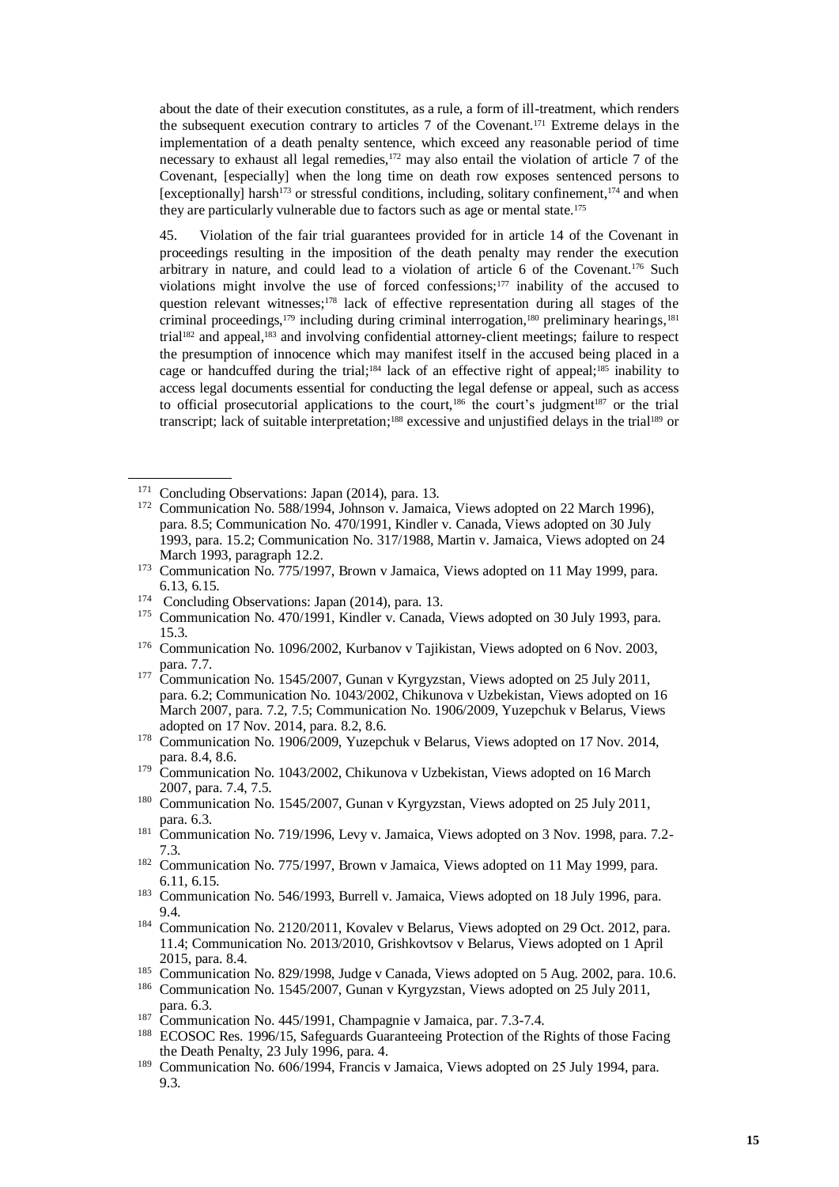about the date of their execution constitutes, as a rule, a form of ill-treatment, which renders the subsequent execution contrary to articles 7 of the Covenant.[171] Extreme delays in the implementation of a death penalty sentence, which exceed any reasonable period of time necessary to exhaust all legal remedies,[172] may also entail the violation of article 7 of the Covenant, [especially] when the long time on death row exposes sentenced persons to [exceptionally] harsh[173] or stressful conditions, including, solitary confinement,[174] and when they are particularly vulnerable due to factors such as age or mental state.[175]

45. Violation of the fair trial guarantees provided for in article 14 of the Covenant in proceedings resulting in the imposition of the death penalty may render the execution arbitrary in nature, and could lead to a violation of article 6 of the Covenant.[176] Such violations might involve the use of forced confessions;[177] inability of the accused to question relevant witnesses;[178] lack of effective representation during all stages of the criminal proceedings,[179] including during criminal interrogation,[180] preliminary hearings,[181] trial[182] and appeal,[183] and involving confidential attorney-client meetings; failure to respect the presumption of innocence which may manifest itself in the accused being placed in a cage or handcuffed during the trial;[184] lack of an effective right of appeal;[185] inability to access legal documents essential for conducting the legal defense or appeal, such as access to official prosecutorial applications to the court,[186] the court's judgment[187] or the trial transcript; lack of suitable interpretation;[188] excessive and unjustified delays in the trial[189] or

---

[171] Concluding Observations: Japan (2014), para. 13.

[172] Communication No. 588/1994, Johnson v. Jamaica, Views adopted on 22 March 1996), para. 8.5; Communication No. 470/1991, Kindler v. Canada, Views adopted on 30 July 1993, para. 15.2; Communication No. 317/1988, Martin v. Jamaica, Views adopted on 24 March 1993, paragraph 12.2.

[173] Communication No. 775/1997, Brown v Jamaica, Views adopted on 11 May 1999, para. 6.13, 6.15.

[174] Concluding Observations: Japan (2014), para. 13.

[175] Communication No. 470/1991, Kindler v. Canada, Views adopted on 30 July 1993, para. 15.3.

[176] Communication No. 1096/2002, Kurbanov v Tajikistan, Views adopted on 6 Nov. 2003, para. 7.7.

[177] Communication No. 1545/2007, Gunan v Kyrgyzstan, Views adopted on 25 July 2011, para. 6.2; Communication No. 1043/2002, Chikunova v Uzbekistan, Views adopted on 16 March 2007, para. 7.2, 7.5; Communication No. 1906/2009, Yuzepchuk v Belarus, Views adopted on 17 Nov. 2014, para. 8.2, 8.6.

[178] Communication No. 1906/2009, Yuzepchuk v Belarus, Views adopted on 17 Nov. 2014, para. 8.4, 8.6.

[179] Communication No. 1043/2002, Chikunova v Uzbekistan, Views adopted on 16 March 2007, para. 7.4, 7.5.

[180] Communication No. 1545/2007, Gunan v Kyrgyzstan, Views adopted on 25 July 2011, para. 6.3.

[181] Communication No. 719/1996, Levy v. Jamaica, Views adopted on 3 Nov. 1998, para. 7.2-7.3.

[182] Communication No. 775/1997, Brown v Jamaica, Views adopted on 11 May 1999, para. 6.11, 6.15.

[183] Communication No. 546/1993, Burrell v. Jamaica, Views adopted on 18 July 1996, para. 9.4.

[184] Communication No. 2120/2011, Kovalev v Belarus, Views adopted on 29 Oct. 2012, para. 11.4; Communication No. 2013/2010, Grishkovtsov v Belarus, Views adopted on 1 April 2015, para. 8.4.

[185] Communication No. 829/1998, Judge v Canada, Views adopted on 5 Aug. 2002, para. 10.6.

[186] Communication No. 1545/2007, Gunan v Kyrgyzstan, Views adopted on 25 July 2011, para. 6.3.

[187] Communication No. 445/1991, Champagnie v Jamaica, par. 7.3-7.4.

[188] ECOSOC Res. 1996/15, Safeguards Guaranteeing Protection of the Rights of those Facing the Death Penalty, 23 July 1996, para. 4.

[189] Communication No. 606/1994, Francis v Jamaica, Views adopted on 25 July 1994, para. 9.3.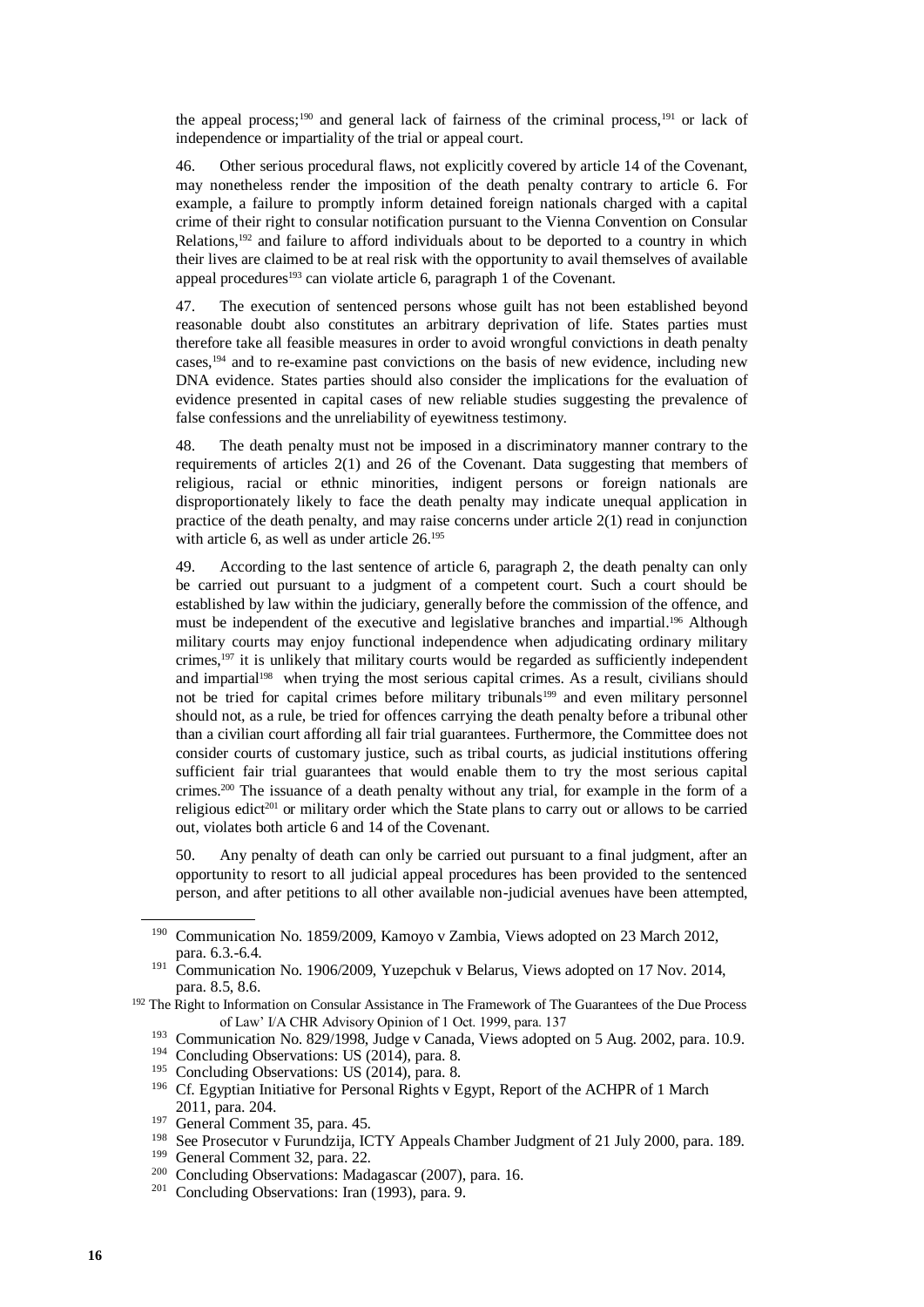the appeal process;[190] and general lack of fairness of the criminal process,[191] or lack of independence or impartiality of the trial or appeal court.

46. Other serious procedural flaws, not explicitly covered by article 14 of the Covenant, may nonetheless render the imposition of the death penalty contrary to article 6. For example, a failure to promptly inform detained foreign nationals charged with a capital crime of their right to consular notification pursuant to the Vienna Convention on Consular Relations,[192] and failure to afford individuals about to be deported to a country in which their lives are claimed to be at real risk with the opportunity to avail themselves of available appeal procedures[193] can violate article 6, paragraph 1 of the Covenant.

47. The execution of sentenced persons whose guilt has not been established beyond reasonable doubt also constitutes an arbitrary deprivation of life. States parties must therefore take all feasible measures in order to avoid wrongful convictions in death penalty cases,[194] and to re-examine past convictions on the basis of new evidence, including new DNA evidence. States parties should also consider the implications for the evaluation of evidence presented in capital cases of new reliable studies suggesting the prevalence of false confessions and the unreliability of eyewitness testimony.

48. The death penalty must not be imposed in a discriminatory manner contrary to the requirements of articles 2(1) and 26 of the Covenant. Data suggesting that members of religious, racial or ethnic minorities, indigent persons or foreign nationals are disproportionately likely to face the death penalty may indicate unequal application in practice of the death penalty, and may raise concerns under article 2(1) read in conjunction with article 6, as well as under article 26.[195]

49. According to the last sentence of article 6, paragraph 2, the death penalty can only be carried out pursuant to a judgment of a competent court. Such a court should be established by law within the judiciary, generally before the commission of the offence, and must be independent of the executive and legislative branches and impartial.[196] Although military courts may enjoy functional independence when adjudicating ordinary military crimes,[197] it is unlikely that military courts would be regarded as sufficiently independent and impartial[198] when trying the most serious capital crimes. As a result, civilians should not be tried for capital crimes before military tribunals[199] and even military personnel should not, as a rule, be tried for offences carrying the death penalty before a tribunal other than a civilian court affording all fair trial guarantees. Furthermore, the Committee does not consider courts of customary justice, such as tribal courts, as judicial institutions offering sufficient fair trial guarantees that would enable them to try the most serious capital crimes.[200] The issuance of a death penalty without any trial, for example in the form of a religious edict[201] or military order which the State plans to carry out or allows to be carried out, violates both article 6 and 14 of the Covenant.

50. Any penalty of death can only be carried out pursuant to a final judgment, after an opportunity to resort to all judicial appeal procedures has been provided to the sentenced person, and after petitions to all other available non-judicial avenues have been attempted,

---

[190] Communication No. 1859/2009, Kamoyo v Zambia, Views adopted on 23 March 2012, para. 6.3.-6.4.

[191] Communication No. 1906/2009, Yuzepchuk v Belarus, Views adopted on 17 Nov. 2014, para. 8.5, 8.6.

[192] The Right to Information on Consular Assistance in The Framework of The Guarantees of the Due Process of Law' I/A CHR Advisory Opinion of 1 Oct. 1999, para. 137

[193] Communication No. 829/1998, Judge v Canada, Views adopted on 5 Aug. 2002, para. 10.9.

[194] Concluding Observations: US (2014), para. 8.

[195] Concluding Observations: US (2014), para. 8.

[196] Cf. Egyptian Initiative for Personal Rights v Egypt, Report of the ACHPR of 1 March 2011, para. 204.

[197] General Comment 35, para. 45.

[198] See Prosecutor v Furundzija, ICTY Appeals Chamber Judgment of 21 July 2000, para. 189.

[199] General Comment 32, para. 22.

[200] Concluding Observations: Madagascar (2007), para. 16.

[201] Concluding Observations: Iran (1993), para. 9.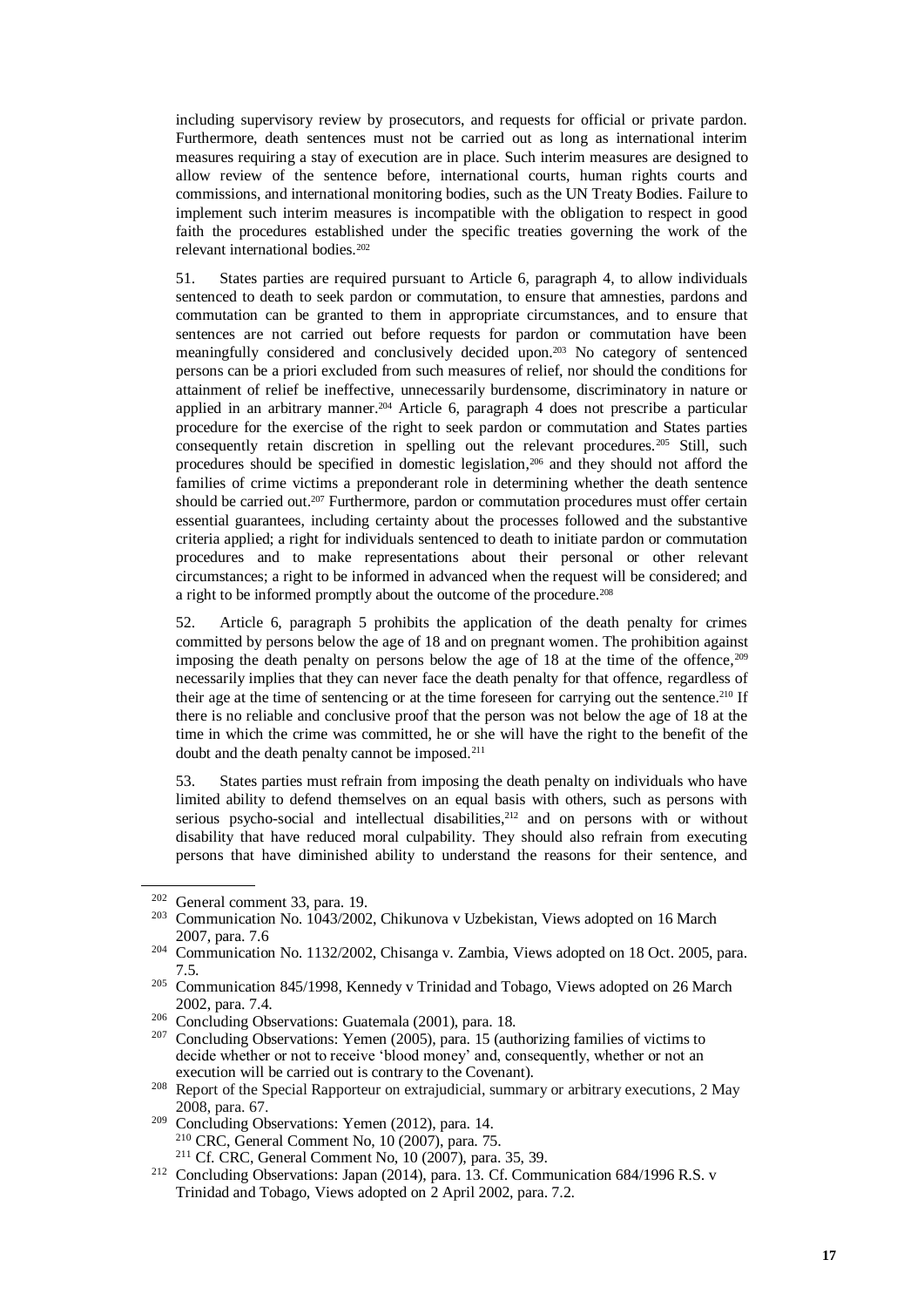including supervisory review by prosecutors, and requests for official or private pardon. Furthermore, death sentences must not be carried out as long as international interim measures requiring a stay of execution are in place. Such interim measures are designed to allow review of the sentence before, international courts, human rights courts and commissions, and international monitoring bodies, such as the UN Treaty Bodies. Failure to implement such interim measures is incompatible with the obligation to respect in good faith the procedures established under the specific treaties governing the work of the relevant international bodies.[202]

51. States parties are required pursuant to Article 6, paragraph 4, to allow individuals sentenced to death to seek pardon or commutation, to ensure that amnesties, pardons and commutation can be granted to them in appropriate circumstances, and to ensure that sentences are not carried out before requests for pardon or commutation have been meaningfully considered and conclusively decided upon.[203] No category of sentenced persons can be a priori excluded from such measures of relief, nor should the conditions for attainment of relief be ineffective, unnecessarily burdensome, discriminatory in nature or applied in an arbitrary manner.[204] Article 6, paragraph 4 does not prescribe a particular procedure for the exercise of the right to seek pardon or commutation and States parties consequently retain discretion in spelling out the relevant procedures.[205] Still, such procedures should be specified in domestic legislation,[206] and they should not afford the families of crime victims a preponderant role in determining whether the death sentence should be carried out.[207] Furthermore, pardon or commutation procedures must offer certain essential guarantees, including certainty about the processes followed and the substantive criteria applied; a right for individuals sentenced to death to initiate pardon or commutation procedures and to make representations about their personal or other relevant circumstances; a right to be informed in advanced when the request will be considered; and a right to be informed promptly about the outcome of the procedure.[208]

52. Article 6, paragraph 5 prohibits the application of the death penalty for crimes committed by persons below the age of 18 and on pregnant women. The prohibition against imposing the death penalty on persons below the age of 18 at the time of the offence,[209] necessarily implies that they can never face the death penalty for that offence, regardless of their age at the time of sentencing or at the time foreseen for carrying out the sentence.[210] If there is no reliable and conclusive proof that the person was not below the age of 18 at the time in which the crime was committed, he or she will have the right to the benefit of the doubt and the death penalty cannot be imposed.[211]

53. States parties must refrain from imposing the death penalty on individuals who have limited ability to defend themselves on an equal basis with others, such as persons with serious psycho-social and intellectual disabilities,[212] and on persons with or without disability that have reduced moral culpability. They should also refrain from executing persons that have diminished ability to understand the reasons for their sentence, and

---

[202] General comment 33, para. 19.

[203] Communication No. 1043/2002, Chikunova v Uzbekistan, Views adopted on 16 March 2007, para. 7.6

[204] Communication No. 1132/2002, Chisanga v. Zambia, Views adopted on 18 Oct. 2005, para. 7.5.

[205] Communication 845/1998, Kennedy v Trinidad and Tobago, Views adopted on 26 March 2002, para. 7.4.

[206] Concluding Observations: Guatemala (2001), para. 18.

[207] Concluding Observations: Yemen (2005), para. 15 (authorizing families of victims to decide whether or not to receive 'blood money' and, consequently, whether or not an execution will be carried out is contrary to the Covenant).

[208] Report of the Special Rapporteur on extrajudicial, summary or arbitrary executions, 2 May 2008, para. 67.

[209] Concluding Observations: Yemen (2012), para. 14.

[210] CRC, General Comment No, 10 (2007), para. 75.

[211] Cf. CRC, General Comment No, 10 (2007), para. 35, 39.

[212] Concluding Observations: Japan (2014), para. 13. Cf. Communication 684/1996 R.S. v Trinidad and Tobago, Views adopted on 2 April 2002, para. 7.2.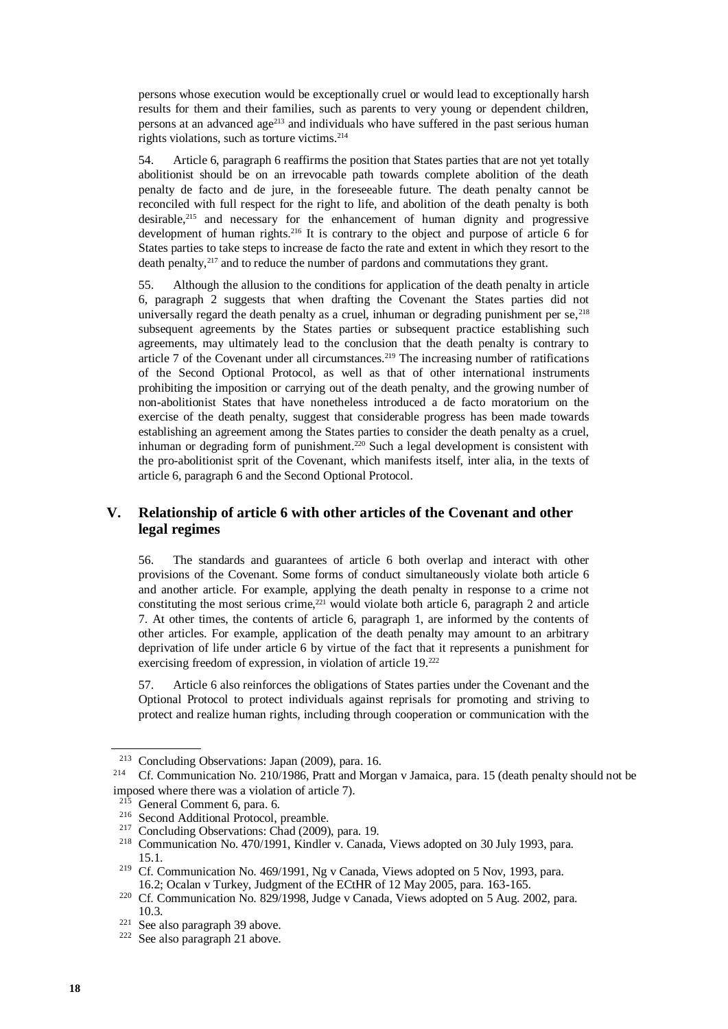persons whose execution would be exceptionally cruel or would lead to exceptionally harsh results for them and their families, such as parents to very young or dependent children, persons at an advanced age[213] and individuals who have suffered in the past serious human rights violations, such as torture victims.[214]

54. Article 6, paragraph 6 reaffirms the position that States parties that are not yet totally abolitionist should be on an irrevocable path towards complete abolition of the death penalty de facto and de jure, in the foreseeable future. The death penalty cannot be reconciled with full respect for the right to life, and abolition of the death penalty is both desirable,[215] and necessary for the enhancement of human dignity and progressive development of human rights.[216] It is contrary to the object and purpose of article 6 for States parties to take steps to increase de facto the rate and extent in which they resort to the death penalty,[217] and to reduce the number of pardons and commutations they grant.

55. Although the allusion to the conditions for application of the death penalty in article 6, paragraph 2 suggests that when drafting the Covenant the States parties did not universally regard the death penalty as a cruel, inhuman or degrading punishment per se,[218] subsequent agreements by the States parties or subsequent practice establishing such agreements, may ultimately lead to the conclusion that the death penalty is contrary to article 7 of the Covenant under all circumstances.[219] The increasing number of ratifications of the Second Optional Protocol, as well as that of other international instruments prohibiting the imposition or carrying out of the death penalty, and the growing number of non-abolitionist States that have nonetheless introduced a de facto moratorium on the exercise of the death penalty, suggest that considerable progress has been made towards establishing an agreement among the States parties to consider the death penalty as a cruel, inhuman or degrading form of punishment.[220] Such a legal development is consistent with the pro-abolitionist sprit of the Covenant, which manifests itself, inter alia, in the texts of article 6, paragraph 6 and the Second Optional Protocol.

## V. Relationship of article 6 with other articles of the Covenant and other legal regimes

56. The standards and guarantees of article 6 both overlap and interact with other provisions of the Covenant. Some forms of conduct simultaneously violate both article 6 and another article. For example, applying the death penalty in response to a crime not constituting the most serious crime,[221] would violate both article 6, paragraph 2 and article 7. At other times, the contents of article 6, paragraph 1, are informed by the contents of other articles. For example, application of the death penalty may amount to an arbitrary deprivation of life under article 6 by virtue of the fact that it represents a punishment for exercising freedom of expression, in violation of article 19.[222]

57. Article 6 also reinforces the obligations of States parties under the Covenant and the Optional Protocol to protect individuals against reprisals for promoting and striving to protect and realize human rights, including through cooperation or communication with the

---

[213] Concluding Observations: Japan (2009), para. 16.

[214] Cf. Communication No. 210/1986, Pratt and Morgan v Jamaica, para. 15 (death penalty should not be imposed where there was a violation of article 7).

[215] General Comment 6, para. 6.

[216] Second Additional Protocol, preamble.

[217] Concluding Observations: Chad (2009), para. 19.

[218] Communication No. 470/1991, Kindler v. Canada, Views adopted on 30 July 1993, para. 15.1.

[219] Cf. Communication No. 469/1991, Ng v Canada, Views adopted on 5 Nov, 1993, para. 16.2; Ocalan v Turkey, Judgment of the ECtHR of 12 May 2005, para. 163-165.

[220] Cf. Communication No. 829/1998, Judge v Canada, Views adopted on 5 Aug. 2002, para. 10.3.

[221] See also paragraph 39 above.

[222] See also paragraph 21 above.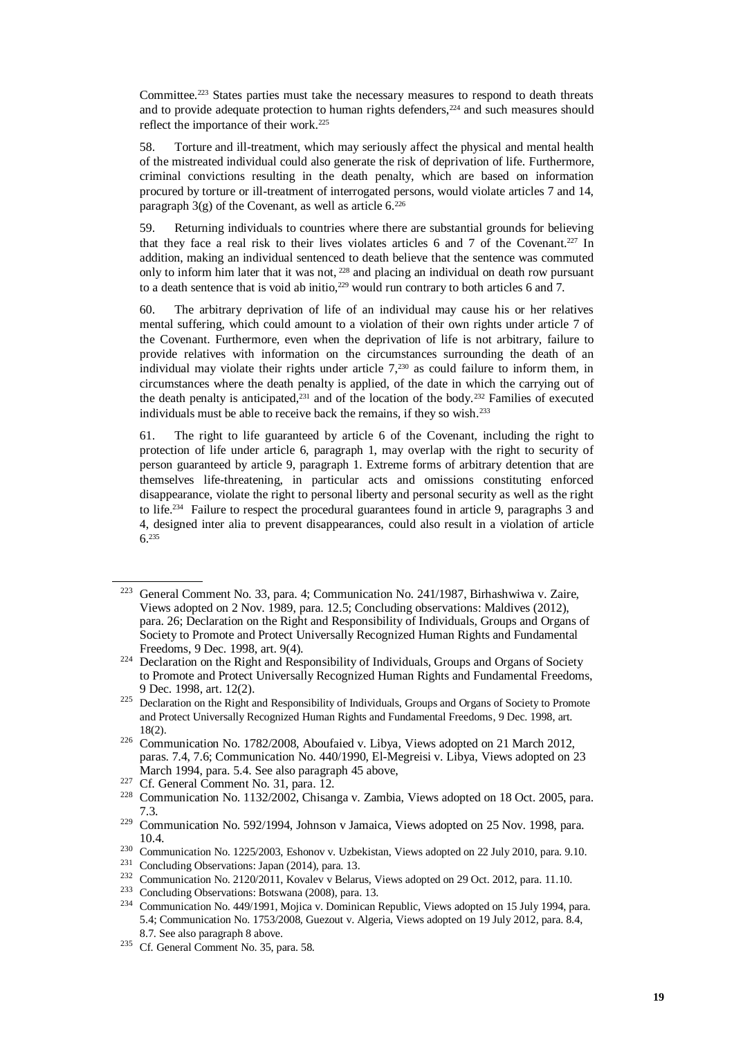Committee.[223] States parties must take the necessary measures to respond to death threats and to provide adequate protection to human rights defenders,[224] and such measures should reflect the importance of their work.[225]

58. Torture and ill-treatment, which may seriously affect the physical and mental health of the mistreated individual could also generate the risk of deprivation of life. Furthermore, criminal convictions resulting in the death penalty, which are based on information procured by torture or ill-treatment of interrogated persons, would violate articles 7 and 14, paragraph 3(g) of the Covenant, as well as article 6.[226]

59. Returning individuals to countries where there are substantial grounds for believing that they face a real risk to their lives violates articles 6 and 7 of the Covenant.[227] In addition, making an individual sentenced to death believe that the sentence was commuted only to inform him later that it was not, [228] and placing an individual on death row pursuant to a death sentence that is void ab initio,[229] would run contrary to both articles 6 and 7.

60. The arbitrary deprivation of life of an individual may cause his or her relatives mental suffering, which could amount to a violation of their own rights under article 7 of the Covenant. Furthermore, even when the deprivation of life is not arbitrary, failure to provide relatives with information on the circumstances surrounding the death of an individual may violate their rights under article 7,[230] as could failure to inform them, in circumstances where the death penalty is applied, of the date in which the carrying out of the death penalty is anticipated,[231] and of the location of the body.[232] Families of executed individuals must be able to receive back the remains, if they so wish.[233]

61. The right to life guaranteed by article 6 of the Covenant, including the right to protection of life under article 6, paragraph 1, may overlap with the right to security of person guaranteed by article 9, paragraph 1. Extreme forms of arbitrary detention that are themselves life-threatening, in particular acts and omissions constituting enforced disappearance, violate the right to personal liberty and personal security as well as the right to life.[234] Failure to respect the procedural guarantees found in article 9, paragraphs 3 and 4, designed inter alia to prevent disappearances, could also result in a violation of article 6.[235]

---

[223] General Comment No. 33, para. 4; Communication No. 241/1987, Birhashwiwa v. Zaire, Views adopted on 2 Nov. 1989, para. 12.5; Concluding observations: Maldives (2012), para. 26; Declaration on the Right and Responsibility of Individuals, Groups and Organs of Society to Promote and Protect Universally Recognized Human Rights and Fundamental Freedoms, 9 Dec. 1998, art. 9(4).

[224] Declaration on the Right and Responsibility of Individuals, Groups and Organs of Society to Promote and Protect Universally Recognized Human Rights and Fundamental Freedoms, 9 Dec. 1998, art. 12(2).

[225] Declaration on the Right and Responsibility of Individuals, Groups and Organs of Society to Promote and Protect Universally Recognized Human Rights and Fundamental Freedoms, 9 Dec. 1998, art. 18(2).

[226] Communication No. 1782/2008, Aboufaied v. Libya, Views adopted on 21 March 2012, paras. 7.4, 7.6; Communication No. 440/1990, El-Megreisi v. Libya, Views adopted on 23 March 1994, para. 5.4. See also paragraph 45 above,

[227] Cf. General Comment No. 31, para. 12.

[228] Communication No. 1132/2002, Chisanga v. Zambia, Views adopted on 18 Oct. 2005, para. 7.3.

[229] Communication No. 592/1994, Johnson v Jamaica, Views adopted on 25 Nov. 1998, para. 10.4.

[230] Communication No. 1225/2003, Eshonov v. Uzbekistan, Views adopted on 22 July 2010, para. 9.10.

[231] Concluding Observations: Japan (2014), para. 13.

[232] Communication No. 2120/2011, Kovalev v Belarus, Views adopted on 29 Oct. 2012, para. 11.10.

[233] Concluding Observations: Botswana (2008), para. 13.

[234] Communication No. 449/1991, Mojica v. Dominican Republic, Views adopted on 15 July 1994, para. 5.4; Communication No. 1753/2008, Guezout v. Algeria, Views adopted on 19 July 2012, para. 8.4, 8.7. See also paragraph 8 above.

[235] Cf. General Comment No. 35, para. 58.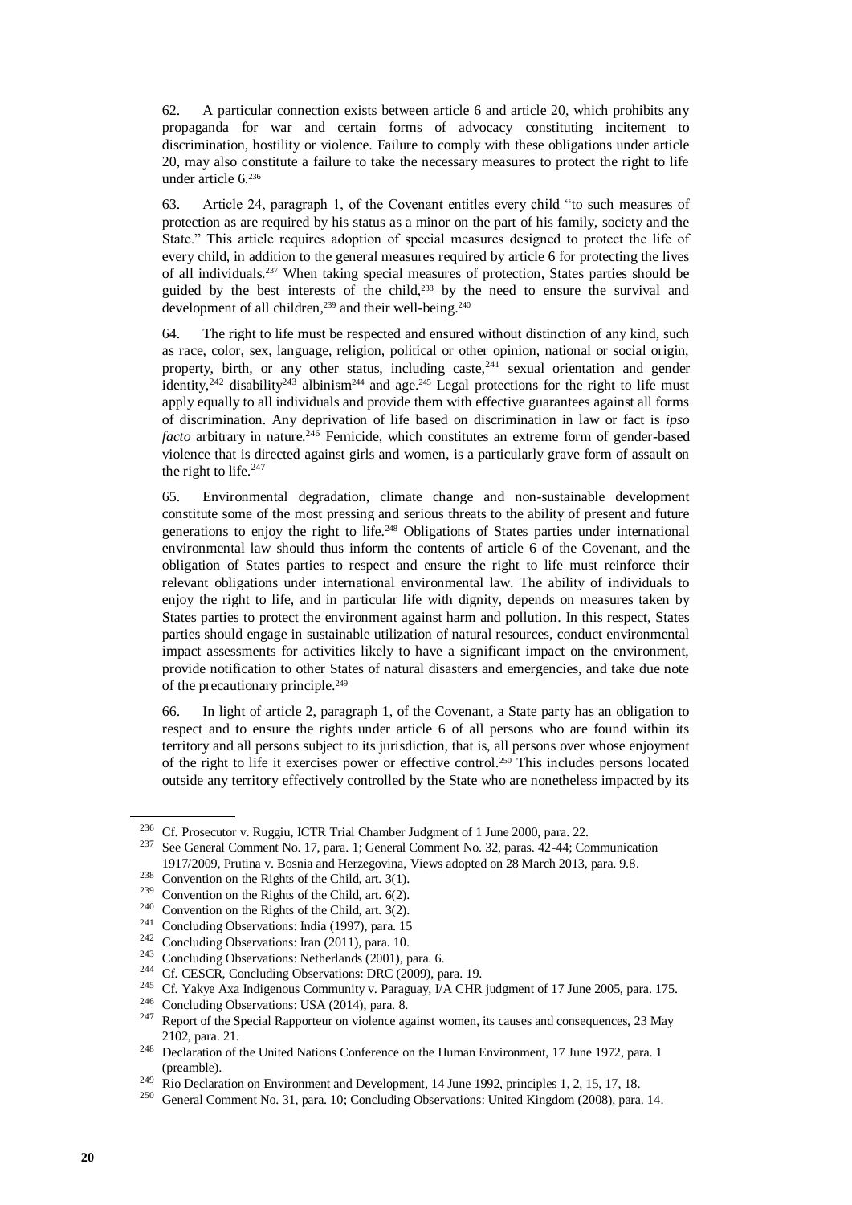62. A particular connection exists between article 6 and article 20, which prohibits any propaganda for war and certain forms of advocacy constituting incitement to discrimination, hostility or violence. Failure to comply with these obligations under article 20, may also constitute a failure to take the necessary measures to protect the right to life under article 6.[236]

63. Article 24, paragraph 1, of the Covenant entitles every child "to such measures of protection as are required by his status as a minor on the part of his family, society and the State." This article requires adoption of special measures designed to protect the life of every child, in addition to the general measures required by article 6 for protecting the lives of all individuals.[237] When taking special measures of protection, States parties should be guided by the best interests of the child,[238] by the need to ensure the survival and development of all children,[239] and their well-being.[240]

64. The right to life must be respected and ensured without distinction of any kind, such as race, color, sex, language, religion, political or other opinion, national or social origin, property, birth, or any other status, including caste,[241] sexual orientation and gender identity,[242] disability[243] albinism[244] and age.[245] Legal protections for the right to life must apply equally to all individuals and provide them with effective guarantees against all forms of discrimination. Any deprivation of life based on discrimination in law or fact is *ipso facto* arbitrary in nature.[246] Femicide, which constitutes an extreme form of gender-based violence that is directed against girls and women, is a particularly grave form of assault on the right to life.[247]

65. Environmental degradation, climate change and non-sustainable development constitute some of the most pressing and serious threats to the ability of present and future generations to enjoy the right to life.[248] Obligations of States parties under international environmental law should thus inform the contents of article 6 of the Covenant, and the obligation of States parties to respect and ensure the right to life must reinforce their relevant obligations under international environmental law. The ability of individuals to enjoy the right to life, and in particular life with dignity, depends on measures taken by States parties to protect the environment against harm and pollution. In this respect, States parties should engage in sustainable utilization of natural resources, conduct environmental impact assessments for activities likely to have a significant impact on the environment, provide notification to other States of natural disasters and emergencies, and take due note of the precautionary principle.[249]

66. In light of article 2, paragraph 1, of the Covenant, a State party has an obligation to respect and to ensure the rights under article 6 of all persons who are found within its territory and all persons subject to its jurisdiction, that is, all persons over whose enjoyment of the right to life it exercises power or effective control.[250] This includes persons located outside any territory effectively controlled by the State who are nonetheless impacted by its

---

[236] Cf. Prosecutor v. Ruggiu, ICTR Trial Chamber Judgment of 1 June 2000, para. 22.

[237] See General Comment No. 17, para. 1; General Comment No. 32, paras. 42-44; Communication 1917/2009, Prutina v. Bosnia and Herzegovina, Views adopted on 28 March 2013, para. 9.8.

[238] Convention on the Rights of the Child, art. 3(1).

[239] Convention on the Rights of the Child, art. 6(2).

[240] Convention on the Rights of the Child, art. 3(2).

[241] Concluding Observations: India (1997), para. 15

[242] Concluding Observations: Iran (2011), para. 10.

[243] Concluding Observations: Netherlands (2001), para. 6.

[244] Cf. CESCR, Concluding Observations: DRC (2009), para. 19.

[245] Cf. Yakye Axa Indigenous Community v. Paraguay, I/A CHR judgment of 17 June 2005, para. 175.

[246] Concluding Observations: USA (2014), para. 8.

[247] Report of the Special Rapporteur on violence against women, its causes and consequences, 23 May 2102, para. 21.

[248] Declaration of the United Nations Conference on the Human Environment, 17 June 1972, para. 1 (preamble).

[249] Rio Declaration on Environment and Development, 14 June 1992, principles 1, 2, 15, 17, 18.

[250] General Comment No. 31, para. 10; Concluding Observations: United Kingdom (2008), para. 14.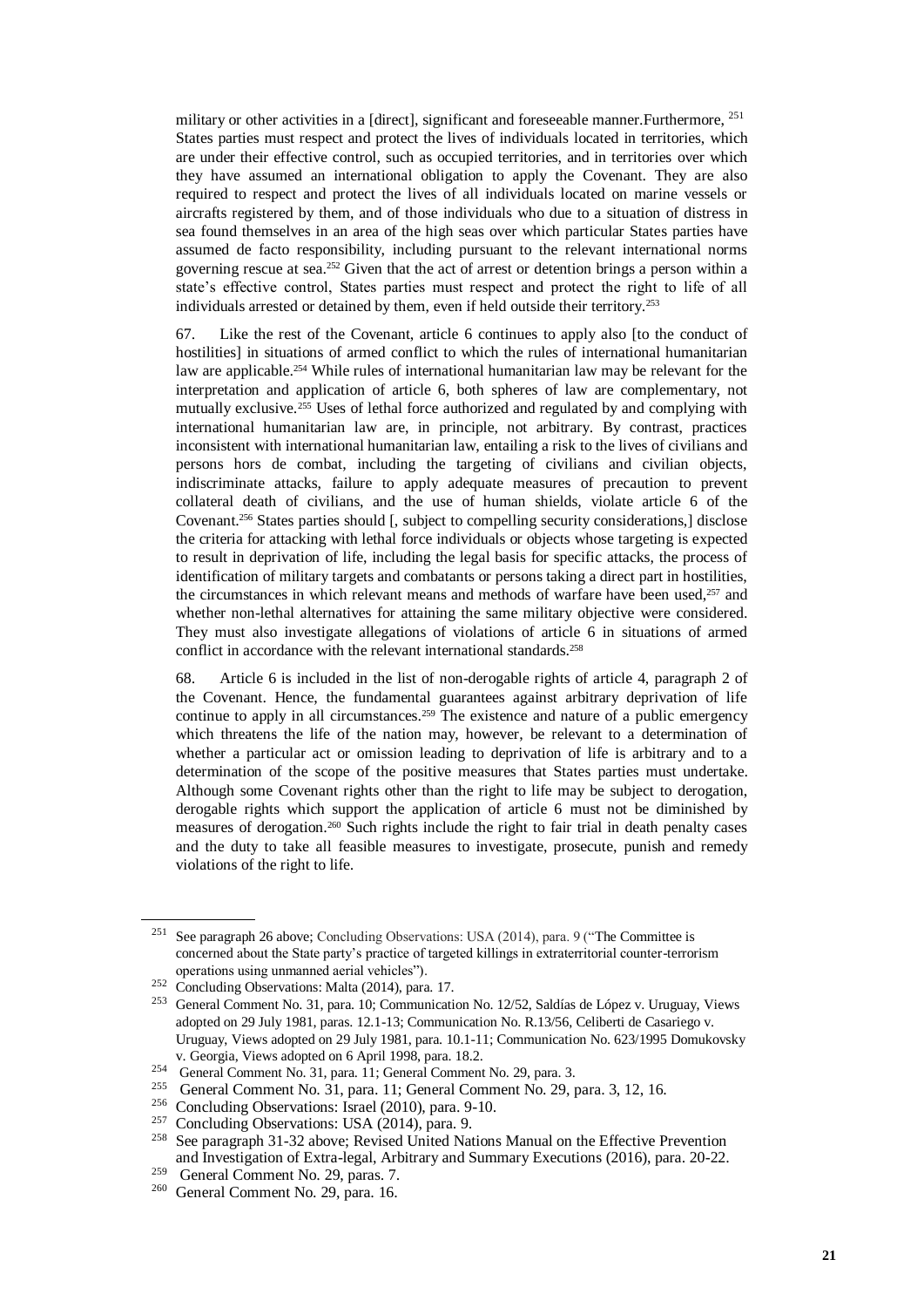military or other activities in a [direct], significant and foreseeable manner.Furthermore, [251] States parties must respect and protect the lives of individuals located in territories, which are under their effective control, such as occupied territories, and in territories over which they have assumed an international obligation to apply the Covenant. They are also required to respect and protect the lives of all individuals located on marine vessels or aircrafts registered by them, and of those individuals who due to a situation of distress in sea found themselves in an area of the high seas over which particular States parties have assumed de facto responsibility, including pursuant to the relevant international norms governing rescue at sea.[252] Given that the act of arrest or detention brings a person within a state's effective control, States parties must respect and protect the right to life of all individuals arrested or detained by them, even if held outside their territory.[253]

67. Like the rest of the Covenant, article 6 continues to apply also [to the conduct of hostilities] in situations of armed conflict to which the rules of international humanitarian law are applicable.[254] While rules of international humanitarian law may be relevant for the interpretation and application of article 6, both spheres of law are complementary, not mutually exclusive.[255] Uses of lethal force authorized and regulated by and complying with international humanitarian law are, in principle, not arbitrary. By contrast, practices inconsistent with international humanitarian law, entailing a risk to the lives of civilians and persons hors de combat, including the targeting of civilians and civilian objects, indiscriminate attacks, failure to apply adequate measures of precaution to prevent collateral death of civilians, and the use of human shields, violate article 6 of the Covenant.[256] States parties should [, subject to compelling security considerations,] disclose the criteria for attacking with lethal force individuals or objects whose targeting is expected to result in deprivation of life, including the legal basis for specific attacks, the process of identification of military targets and combatants or persons taking a direct part in hostilities, the circumstances in which relevant means and methods of warfare have been used,[257] and whether non-lethal alternatives for attaining the same military objective were considered. They must also investigate allegations of violations of article 6 in situations of armed conflict in accordance with the relevant international standards.[258]

68. Article 6 is included in the list of non-derogable rights of article 4, paragraph 2 of the Covenant. Hence, the fundamental guarantees against arbitrary deprivation of life continue to apply in all circumstances.[259] The existence and nature of a public emergency which threatens the life of the nation may, however, be relevant to a determination of whether a particular act or omission leading to deprivation of life is arbitrary and to a determination of the scope of the positive measures that States parties must undertake. Although some Covenant rights other than the right to life may be subject to derogation, derogable rights which support the application of article 6 must not be diminished by measures of derogation.[260] Such rights include the right to fair trial in death penalty cases and the duty to take all feasible measures to investigate, prosecute, punish and remedy violations of the right to life.

---

[251] See paragraph 26 above; Concluding Observations: USA (2014), para. 9 ("The Committee is concerned about the State party's practice of targeted killings in extraterritorial counter-terrorism operations using unmanned aerial vehicles").

[252] Concluding Observations: Malta (2014), para. 17.

[253] General Comment No. 31, para. 10; Communication No. 12/52, Saldías de López v. Uruguay, Views adopted on 29 July 1981, paras. 12.1-13; Communication No. R.13/56, Celiberti de Casariego v. Uruguay, Views adopted on 29 July 1981, para. 10.1-11; Communication No. 623/1995 Domukovsky v. Georgia, Views adopted on 6 April 1998, para. 18.2.

[254] General Comment No. 31, para. 11; General Comment No. 29, para. 3.

[255] General Comment No. 31, para. 11; General Comment No. 29, para. 3, 12, 16.

[256] Concluding Observations: Israel (2010), para. 9-10.

[257] Concluding Observations: USA (2014), para. 9.

[258] See paragraph 31-32 above; Revised United Nations Manual on the Effective Prevention and Investigation of Extra-legal, Arbitrary and Summary Executions (2016), para. 20-22.

[259] General Comment No. 29, paras. 7.

[260] General Comment No. 29, para. 16.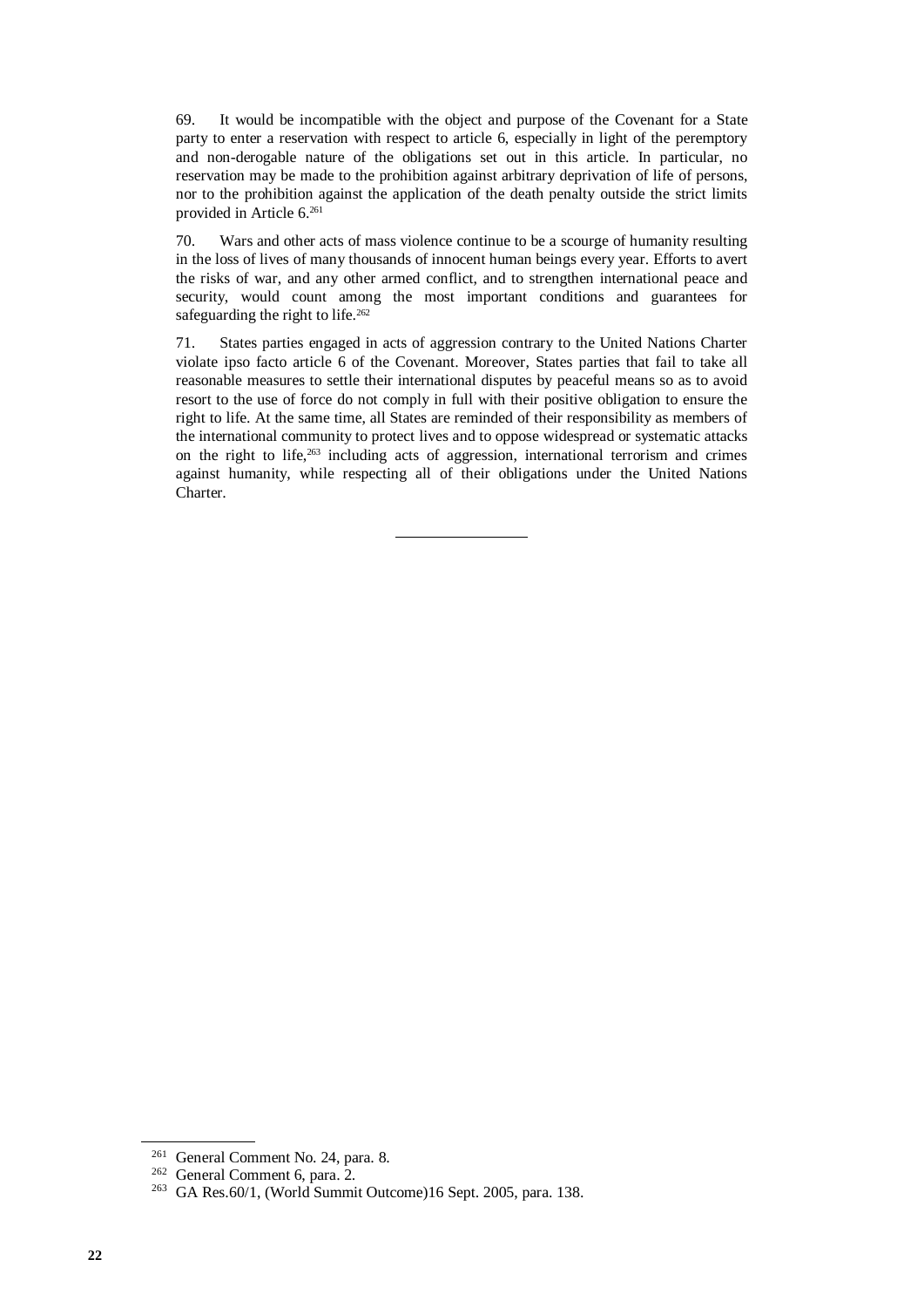69. It would be incompatible with the object and purpose of the Covenant for a State party to enter a reservation with respect to article 6, especially in light of the peremptory and non-derogable nature of the obligations set out in this article. In particular, no reservation may be made to the prohibition against arbitrary deprivation of life of persons, nor to the prohibition against the application of the death penalty outside the strict limits provided in Article 6.[261]

70. Wars and other acts of mass violence continue to be a scourge of humanity resulting in the loss of lives of many thousands of innocent human beings every year. Efforts to avert the risks of war, and any other armed conflict, and to strengthen international peace and security, would count among the most important conditions and guarantees for safeguarding the right to life.[262]

71. States parties engaged in acts of aggression contrary to the United Nations Charter violate ipso facto article 6 of the Covenant. Moreover, States parties that fail to take all reasonable measures to settle their international disputes by peaceful means so as to avoid resort to the use of force do not comply in full with their positive obligation to ensure the right to life. At the same time, all States are reminded of their responsibility as members of the international community to protect lives and to oppose widespread or systematic attacks on the right to life,[263] including acts of aggression, international terrorism and crimes against humanity, while respecting all of their obligations under the United Nations Charter.

---

[261] General Comment No. 24, para. 8.

[262] General Comment 6, para. 2.

[263] GA Res.60/1, (World Summit Outcome)16 Sept. 2005, para. 138.